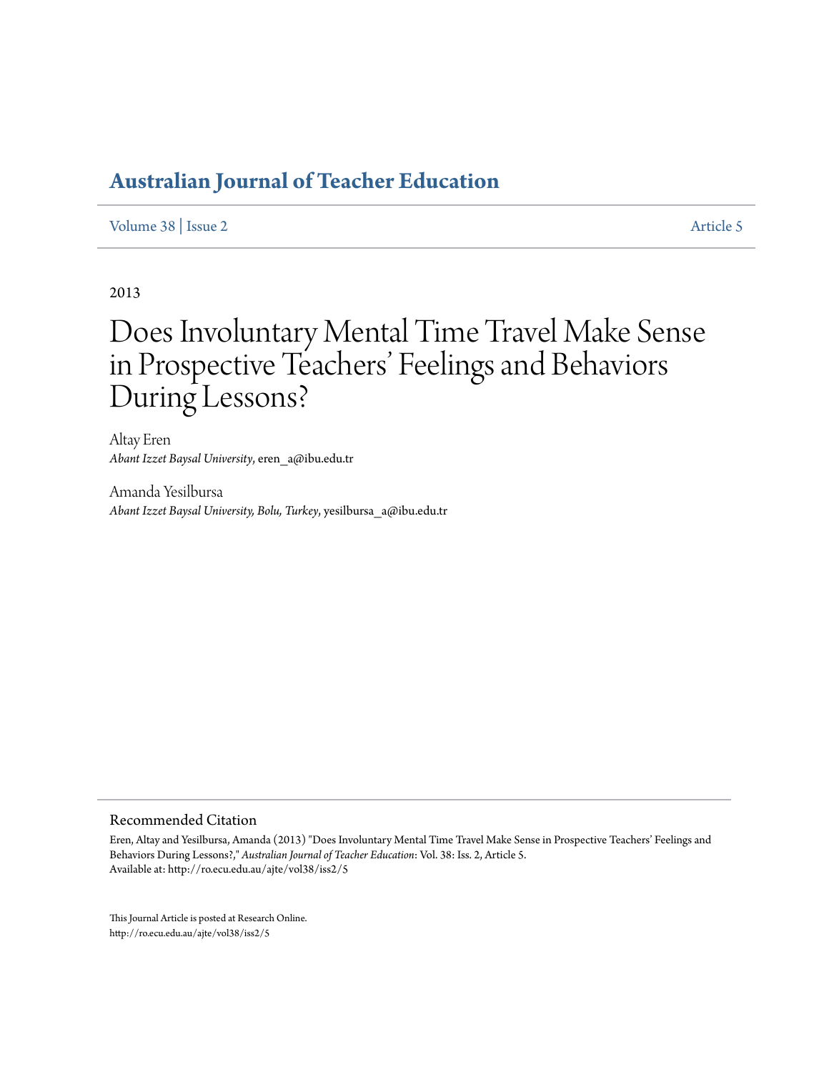# Australian Journal of Teacher Education

Volume 38 | Issue 2 Article 5

2013

# Does Involuntary Mental Time Travel Make Sense in Prospective Teachers' Feelings and Behaviors During Lessons?

Altay Eren
*Abant Izzet Baysal University*, eren_a@ibu.edu.tr

Amanda Yesilbursa
*Abant Izzet Baysal University, Bolu, Turkey*, yesilbursa_a@ibu.edu.tr

## Recommended Citation

Eren, Altay and Yesilbursa, Amanda (2013) "Does Involuntary Mental Time Travel Make Sense in Prospective Teachers' Feelings and Behaviors During Lessons?," *Australian Journal of Teacher Education*: Vol. 38: Iss. 2, Article 5.
Available at: http://ro.ecu.edu.au/ajte/vol38/iss2/5

This Journal Article is posted at Research Online.
http://ro.ecu.edu.au/ajte/vol38/iss2/5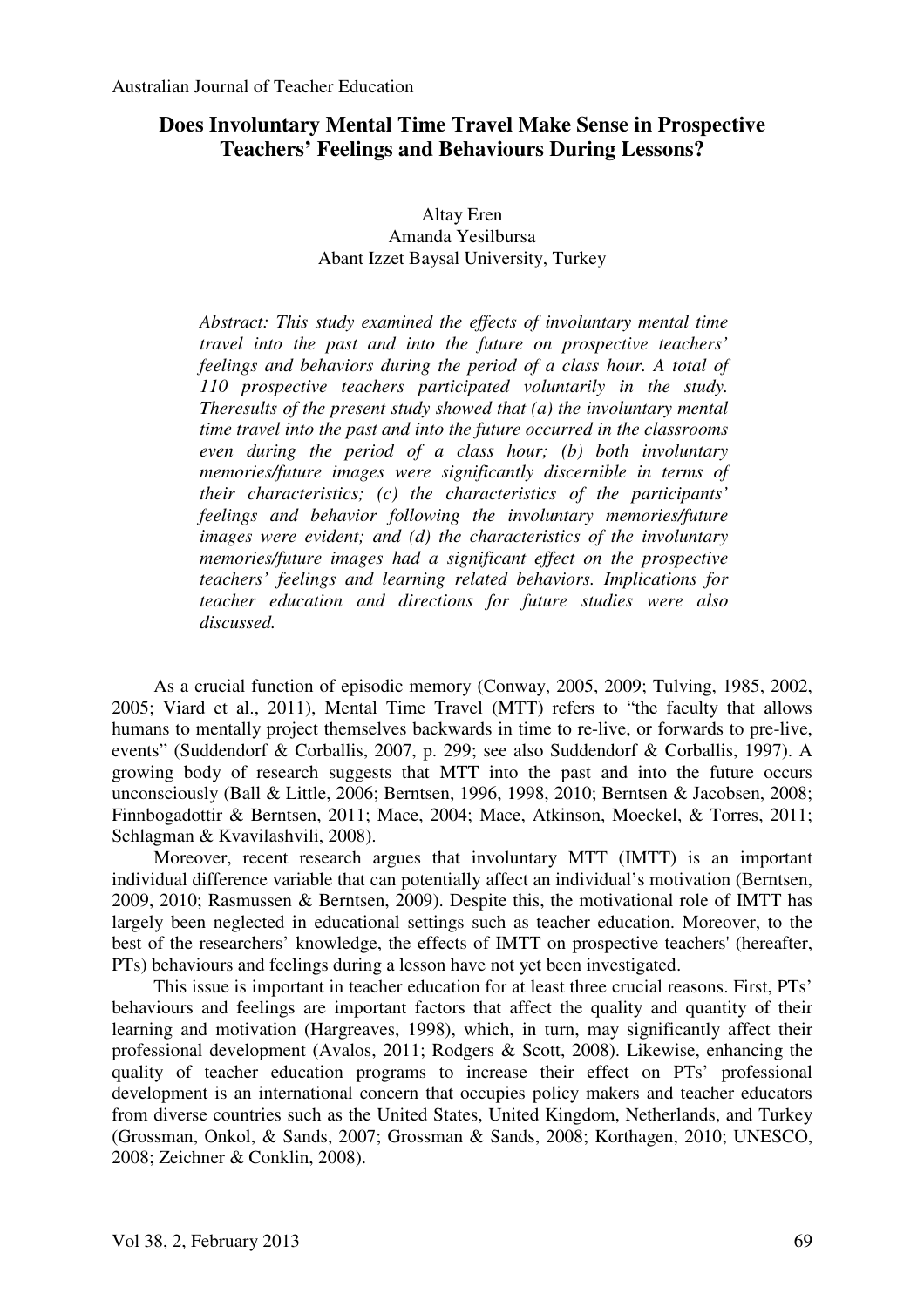# Does Involuntary Mental Time Travel Make Sense in Prospective Teachers' Feelings and Behaviours During Lessons?

Altay Eren
Amanda Yesilbursa
Abant Izzet Baysal University, Turkey

*Abstract: This study examined the effects of involuntary mental time travel into the past and into the future on prospective teachers' feelings and behaviors during the period of a class hour. A total of 110 prospective teachers participated voluntarily in the study. Theresults of the present study showed that (a) the involuntary mental time travel into the past and into the future occurred in the classrooms even during the period of a class hour; (b) both involuntary memories/future images were significantly discernible in terms of their characteristics; (c) the characteristics of the participants' feelings and behavior following the involuntary memories/future images were evident; and (d) the characteristics of the involuntary memories/future images had a significant effect on the prospective teachers' feelings and learning related behaviors. Implications for teacher education and directions for future studies were also discussed.*

As a crucial function of episodic memory (Conway, 2005, 2009; Tulving, 1985, 2002, 2005; Viard et al., 2011), Mental Time Travel (MTT) refers to "the faculty that allows humans to mentally project themselves backwards in time to re-live, or forwards to pre-live, events" (Suddendorf & Corballis, 2007, p. 299; see also Suddendorf & Corballis, 1997). A growing body of research suggests that MTT into the past and into the future occurs unconsciously (Ball & Little, 2006; Berntsen, 1996, 1998, 2010; Berntsen & Jacobsen, 2008; Finnbogadottir & Berntsen, 2011; Mace, 2004; Mace, Atkinson, Moeckel, & Torres, 2011; Schlagman & Kvavilashvili, 2008).

Moreover, recent research argues that involuntary MTT (IMTT) is an important individual difference variable that can potentially affect an individual's motivation (Berntsen, 2009, 2010; Rasmussen & Berntsen, 2009). Despite this, the motivational role of IMTT has largely been neglected in educational settings such as teacher education. Moreover, to the best of the researchers' knowledge, the effects of IMTT on prospective teachers' (hereafter, PTs) behaviours and feelings during a lesson have not yet been investigated.

This issue is important in teacher education for at least three crucial reasons. First, PTs' behaviours and feelings are important factors that affect the quality and quantity of their learning and motivation (Hargreaves, 1998), which, in turn, may significantly affect their professional development (Avalos, 2011; Rodgers & Scott, 2008). Likewise, enhancing the quality of teacher education programs to increase their effect on PTs' professional development is an international concern that occupies policy makers and teacher educators from diverse countries such as the United States, United Kingdom, Netherlands, and Turkey (Grossman, Onkol, & Sands, 2007; Grossman & Sands, 2008; Korthagen, 2010; UNESCO, 2008; Zeichner & Conklin, 2008).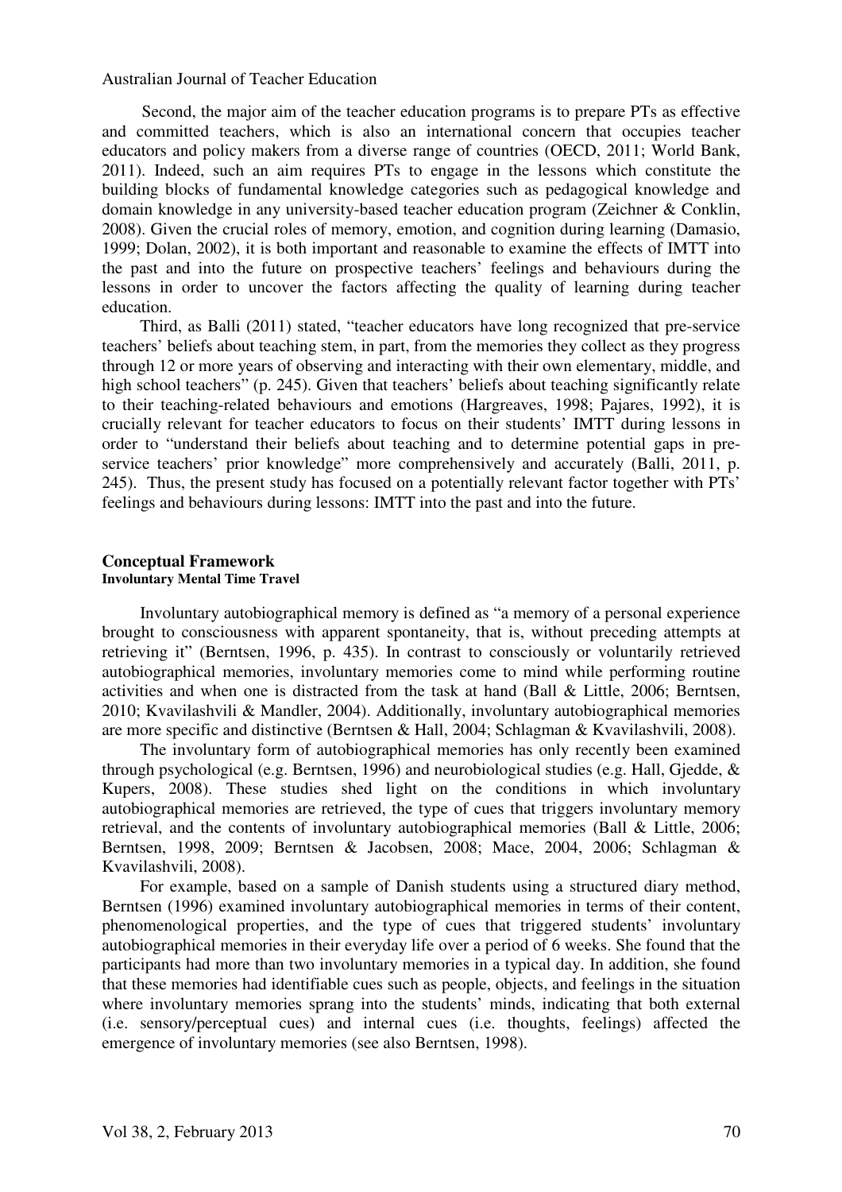Second, the major aim of the teacher education programs is to prepare PTs as effective and committed teachers, which is also an international concern that occupies teacher educators and policy makers from a diverse range of countries (OECD, 2011; World Bank, 2011). Indeed, such an aim requires PTs to engage in the lessons which constitute the building blocks of fundamental knowledge categories such as pedagogical knowledge and domain knowledge in any university-based teacher education program (Zeichner & Conklin, 2008). Given the crucial roles of memory, emotion, and cognition during learning (Damasio, 1999; Dolan, 2002), it is both important and reasonable to examine the effects of IMTT into the past and into the future on prospective teachers' feelings and behaviours during the lessons in order to uncover the factors affecting the quality of learning during teacher education.

Third, as Balli (2011) stated, "teacher educators have long recognized that pre-service teachers' beliefs about teaching stem, in part, from the memories they collect as they progress through 12 or more years of observing and interacting with their own elementary, middle, and high school teachers" (p. 245). Given that teachers' beliefs about teaching significantly relate to their teaching-related behaviours and emotions (Hargreaves, 1998; Pajares, 1992), it is crucially relevant for teacher educators to focus on their students' IMTT during lessons in order to "understand their beliefs about teaching and to determine potential gaps in pre-service teachers' prior knowledge" more comprehensively and accurately (Balli, 2011, p. 245). Thus, the present study has focused on a potentially relevant factor together with PTs' feelings and behaviours during lessons: IMTT into the past and into the future.

## Conceptual Framework

### Involuntary Mental Time Travel

Involuntary autobiographical memory is defined as "a memory of a personal experience brought to consciousness with apparent spontaneity, that is, without preceding attempts at retrieving it" (Berntsen, 1996, p. 435). In contrast to consciously or voluntarily retrieved autobiographical memories, involuntary memories come to mind while performing routine activities and when one is distracted from the task at hand (Ball & Little, 2006; Berntsen, 2010; Kvavilashvili & Mandler, 2004). Additionally, involuntary autobiographical memories are more specific and distinctive (Berntsen & Hall, 2004; Schlagman & Kvavilashvili, 2008).

The involuntary form of autobiographical memories has only recently been examined through psychological (e.g. Berntsen, 1996) and neurobiological studies (e.g. Hall, Gjedde, & Kupers, 2008). These studies shed light on the conditions in which involuntary autobiographical memories are retrieved, the type of cues that triggers involuntary memory retrieval, and the contents of involuntary autobiographical memories (Ball & Little, 2006; Berntsen, 1998, 2009; Berntsen & Jacobsen, 2008; Mace, 2004, 2006; Schlagman & Kvavilashvili, 2008).

For example, based on a sample of Danish students using a structured diary method, Berntsen (1996) examined involuntary autobiographical memories in terms of their content, phenomenological properties, and the type of cues that triggered students' involuntary autobiographical memories in their everyday life over a period of 6 weeks. She found that the participants had more than two involuntary memories in a typical day. In addition, she found that these memories had identifiable cues such as people, objects, and feelings in the situation where involuntary memories sprang into the students' minds, indicating that both external (i.e. sensory/perceptual cues) and internal cues (i.e. thoughts, feelings) affected the emergence of involuntary memories (see also Berntsen, 1998).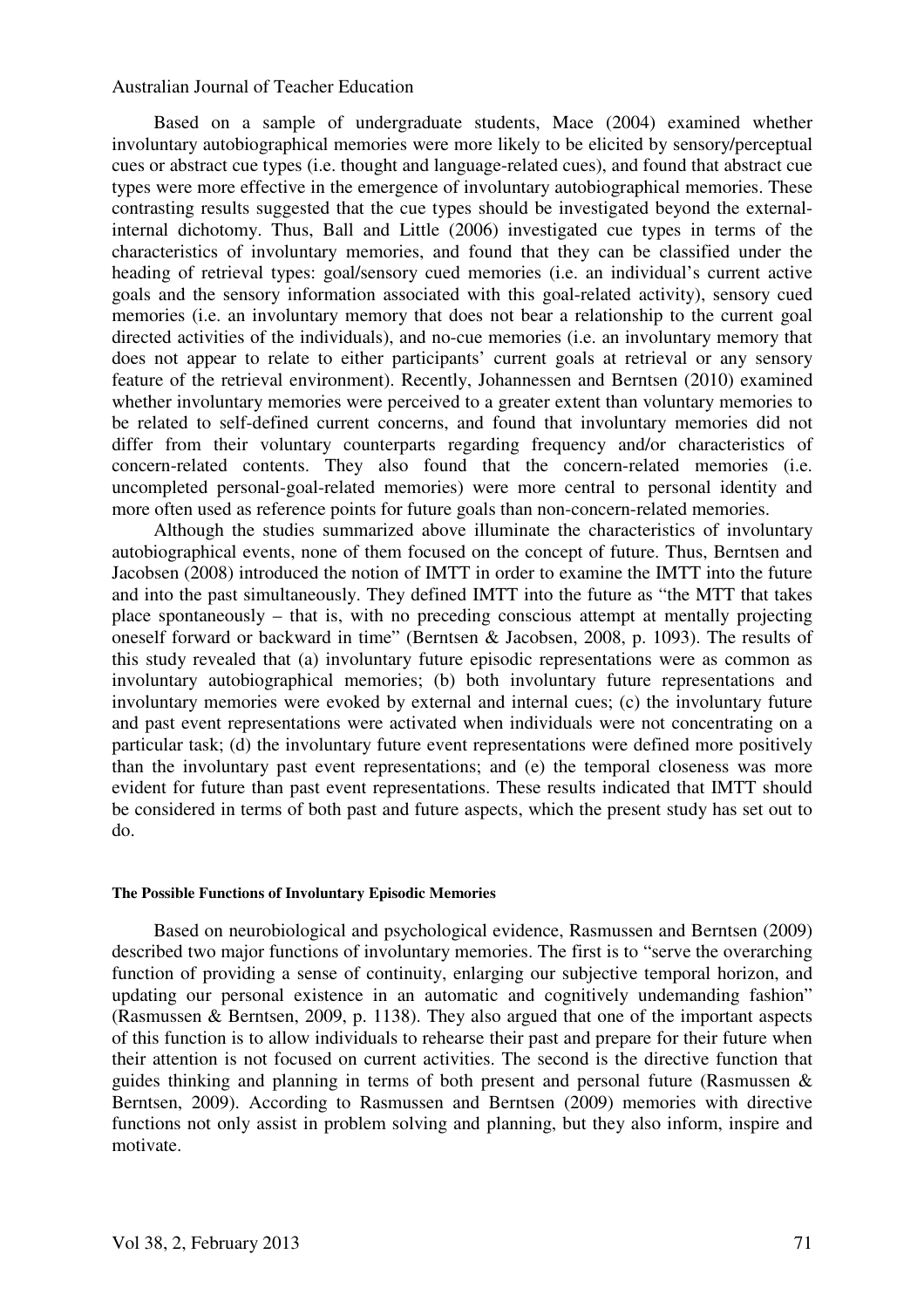Based on a sample of undergraduate students, Mace (2004) examined whether involuntary autobiographical memories were more likely to be elicited by sensory/perceptual cues or abstract cue types (i.e. thought and language-related cues), and found that abstract cue types were more effective in the emergence of involuntary autobiographical memories. These contrasting results suggested that the cue types should be investigated beyond the external-internal dichotomy. Thus, Ball and Little (2006) investigated cue types in terms of the characteristics of involuntary memories, and found that they can be classified under the heading of retrieval types: goal/sensory cued memories (i.e. an individual's current active goals and the sensory information associated with this goal-related activity), sensory cued memories (i.e. an involuntary memory that does not bear a relationship to the current goal directed activities of the individuals), and no-cue memories (i.e. an involuntary memory that does not appear to relate to either participants' current goals at retrieval or any sensory feature of the retrieval environment). Recently, Johannessen and Berntsen (2010) examined whether involuntary memories were perceived to a greater extent than voluntary memories to be related to self-defined current concerns, and found that involuntary memories did not differ from their voluntary counterparts regarding frequency and/or characteristics of concern-related contents. They also found that the concern-related memories (i.e. uncompleted personal-goal-related memories) were more central to personal identity and more often used as reference points for future goals than non-concern-related memories.

Although the studies summarized above illuminate the characteristics of involuntary autobiographical events, none of them focused on the concept of future. Thus, Berntsen and Jacobsen (2008) introduced the notion of IMTT in order to examine the IMTT into the future and into the past simultaneously. They defined IMTT into the future as "the MTT that takes place spontaneously – that is, with no preceding conscious attempt at mentally projecting oneself forward or backward in time" (Berntsen & Jacobsen, 2008, p. 1093). The results of this study revealed that (a) involuntary future episodic representations were as common as involuntary autobiographical memories; (b) both involuntary future representations and involuntary memories were evoked by external and internal cues; (c) the involuntary future and past event representations were activated when individuals were not concentrating on a particular task; (d) the involuntary future event representations were defined more positively than the involuntary past event representations; and (e) the temporal closeness was more evident for future than past event representations. These results indicated that IMTT should be considered in terms of both past and future aspects, which the present study has set out to do.

#### The Possible Functions of Involuntary Episodic Memories

Based on neurobiological and psychological evidence, Rasmussen and Berntsen (2009) described two major functions of involuntary memories. The first is to "serve the overarching function of providing a sense of continuity, enlarging our subjective temporal horizon, and updating our personal existence in an automatic and cognitively undemanding fashion" (Rasmussen & Berntsen, 2009, p. 1138). They also argued that one of the important aspects of this function is to allow individuals to rehearse their past and prepare for their future when their attention is not focused on current activities. The second is the directive function that guides thinking and planning in terms of both present and personal future (Rasmussen & Berntsen, 2009). According to Rasmussen and Berntsen (2009) memories with directive functions not only assist in problem solving and planning, but they also inform, inspire and motivate.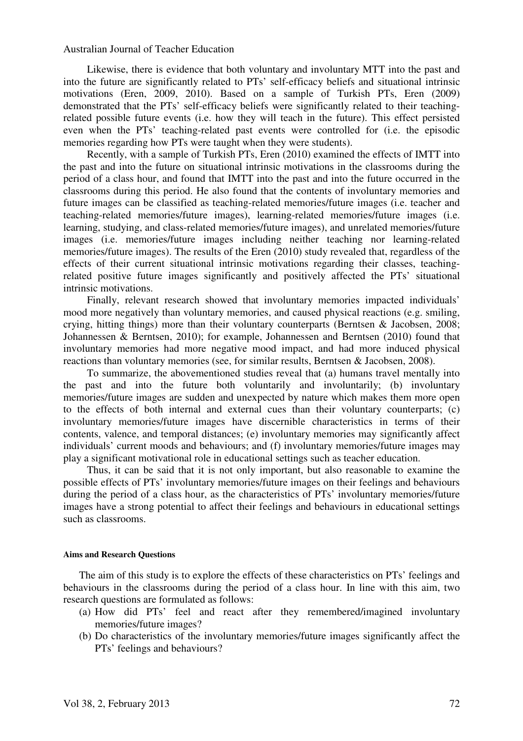Likewise, there is evidence that both voluntary and involuntary MTT into the past and into the future are significantly related to PTs' self-efficacy beliefs and situational intrinsic motivations (Eren, 2009, 2010). Based on a sample of Turkish PTs, Eren (2009) demonstrated that the PTs' self-efficacy beliefs were significantly related to their teaching-related possible future events (i.e. how they will teach in the future). This effect persisted even when the PTs' teaching-related past events were controlled for (i.e. the episodic memories regarding how PTs were taught when they were students).

Recently, with a sample of Turkish PTs, Eren (2010) examined the effects of IMTT into the past and into the future on situational intrinsic motivations in the classrooms during the period of a class hour, and found that IMTT into the past and into the future occurred in the classrooms during this period. He also found that the contents of involuntary memories and future images can be classified as teaching-related memories/future images (i.e. teacher and teaching-related memories/future images), learning-related memories/future images (i.e. learning, studying, and class-related memories/future images), and unrelated memories/future images (i.e. memories/future images including neither teaching nor learning-related memories/future images). The results of the Eren (2010) study revealed that, regardless of the effects of their current situational intrinsic motivations regarding their classes, teaching-related positive future images significantly and positively affected the PTs' situational intrinsic motivations.

Finally, relevant research showed that involuntary memories impacted individuals' mood more negatively than voluntary memories, and caused physical reactions (e.g. smiling, crying, hitting things) more than their voluntary counterparts (Berntsen & Jacobsen, 2008; Johannessen & Berntsen, 2010); for example, Johannessen and Berntsen (2010) found that involuntary memories had more negative mood impact, and had more induced physical reactions than voluntary memories (see, for similar results, Berntsen & Jacobsen, 2008).

To summarize, the abovementioned studies reveal that (a) humans travel mentally into the past and into the future both voluntarily and involuntarily; (b) involuntary memories/future images are sudden and unexpected by nature which makes them more open to the effects of both internal and external cues than their voluntary counterparts; (c) involuntary memories/future images have discernible characteristics in terms of their contents, valence, and temporal distances; (e) involuntary memories may significantly affect individuals' current moods and behaviours; and (f) involuntary memories/future images may play a significant motivational role in educational settings such as teacher education.

Thus, it can be said that it is not only important, but also reasonable to examine the possible effects of PTs' involuntary memories/future images on their feelings and behaviours during the period of a class hour, as the characteristics of PTs' involuntary memories/future images have a strong potential to affect their feelings and behaviours in educational settings such as classrooms.

#### Aims and Research Questions

The aim of this study is to explore the effects of these characteristics on PTs' feelings and behaviours in the classrooms during the period of a class hour. In line with this aim, two research questions are formulated as follows:

(a) How did PTs' feel and react after they remembered/imagined involuntary memories/future images?
(b) Do characteristics of the involuntary memories/future images significantly affect the PTs' feelings and behaviours?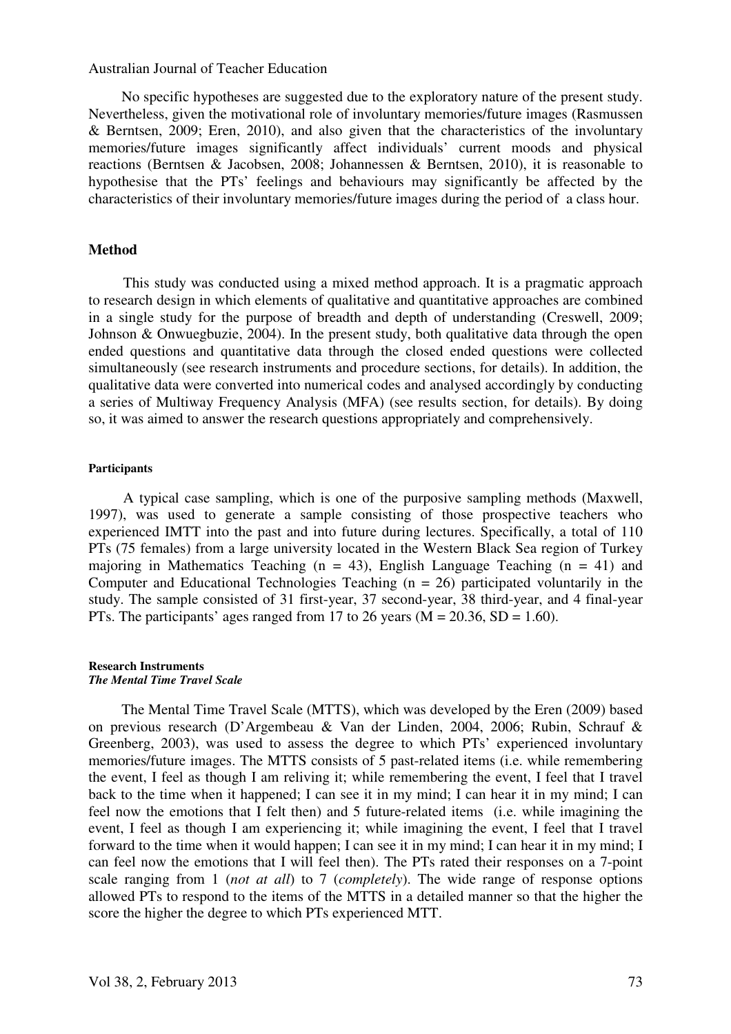No specific hypotheses are suggested due to the exploratory nature of the present study. Nevertheless, given the motivational role of involuntary memories/future images (Rasmussen & Berntsen, 2009; Eren, 2010), and also given that the characteristics of the involuntary memories/future images significantly affect individuals' current moods and physical reactions (Berntsen & Jacobsen, 2008; Johannessen & Berntsen, 2010), it is reasonable to hypothesise that the PTs' feelings and behaviours may significantly be affected by the characteristics of their involuntary memories/future images during the period of a class hour.

## Method

This study was conducted using a mixed method approach. It is a pragmatic approach to research design in which elements of qualitative and quantitative approaches are combined in a single study for the purpose of breadth and depth of understanding (Creswell, 2009; Johnson & Onwuegbuzie, 2004). In the present study, both qualitative data through the open ended questions and quantitative data through the closed ended questions were collected simultaneously (see research instruments and procedure sections, for details). In addition, the qualitative data were converted into numerical codes and analysed accordingly by conducting a series of Multiway Frequency Analysis (MFA) (see results section, for details). By doing so, it was aimed to answer the research questions appropriately and comprehensively.

### Participants

A typical case sampling, which is one of the purposive sampling methods (Maxwell, 1997), was used to generate a sample consisting of those prospective teachers who experienced IMTT into the past and into future during lectures. Specifically, a total of 110 PTs (75 females) from a large university located in the Western Black Sea region of Turkey majoring in Mathematics Teaching ($n = 43$), English Language Teaching ($n = 41$) and Computer and Educational Technologies Teaching ($n = 26$) participated voluntarily in the study. The sample consisted of 31 first-year, 37 second-year, 38 third-year, and 4 final-year PTs. The participants' ages ranged from 17 to 26 years ($M = 20.36$, $SD = 1.60$).

### Research Instruments

#### *The Mental Time Travel Scale*

The Mental Time Travel Scale (MTTS), which was developed by the Eren (2009) based on previous research (D'Argembeau & Van der Linden, 2004, 2006; Rubin, Schrauf & Greenberg, 2003), was used to assess the degree to which PTs' experienced involuntary memories/future images. The MTTS consists of 5 past-related items (i.e. while remembering the event, I feel as though I am reliving it; while remembering the event, I feel that I travel back to the time when it happened; I can see it in my mind; I can hear it in my mind; I can feel now the emotions that I felt then) and 5 future-related items (i.e. while imagining the event, I feel as though I am experiencing it; while imagining the event, I feel that I travel forward to the time when it would happen; I can see it in my mind; I can hear it in my mind; I can feel now the emotions that I will feel then). The PTs rated their responses on a 7-point scale ranging from 1 (*not at all*) to 7 (*completely*). The wide range of response options allowed PTs to respond to the items of the MTTS in a detailed manner so that the higher the score the higher the degree to which PTs experienced MTT.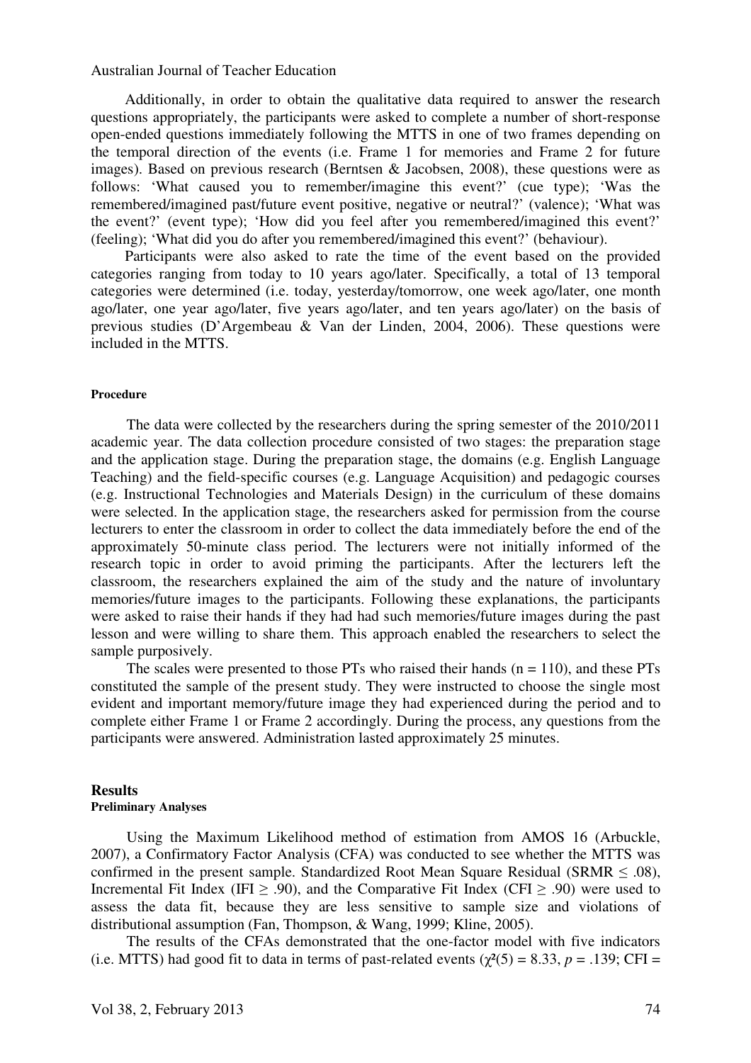Additionally, in order to obtain the qualitative data required to answer the research questions appropriately, the participants were asked to complete a number of short-response open-ended questions immediately following the MTTS in one of two frames depending on the temporal direction of the events (i.e. Frame 1 for memories and Frame 2 for future images). Based on previous research (Berntsen & Jacobsen, 2008), these questions were as follows: 'What caused you to remember/imagine this event?' (cue type); 'Was the remembered/imagined past/future event positive, negative or neutral?' (valence); 'What was the event?' (event type); 'How did you feel after you remembered/imagined this event?' (feeling); 'What did you do after you remembered/imagined this event?' (behaviour).

Participants were also asked to rate the time of the event based on the provided categories ranging from today to 10 years ago/later. Specifically, a total of 13 temporal categories were determined (i.e. today, yesterday/tomorrow, one week ago/later, one month ago/later, one year ago/later, five years ago/later, and ten years ago/later) on the basis of previous studies (D'Argembeau & Van der Linden, 2004, 2006). These questions were included in the MTTS.

#### Procedure

The data were collected by the researchers during the spring semester of the 2010/2011 academic year. The data collection procedure consisted of two stages: the preparation stage and the application stage. During the preparation stage, the domains (e.g. English Language Teaching) and the field-specific courses (e.g. Language Acquisition) and pedagogic courses (e.g. Instructional Technologies and Materials Design) in the curriculum of these domains were selected. In the application stage, the researchers asked for permission from the course lecturers to enter the classroom in order to collect the data immediately before the end of the approximately 50-minute class period. The lecturers were not initially informed of the research topic in order to avoid priming the participants. After the lecturers left the classroom, the researchers explained the aim of the study and the nature of involuntary memories/future images to the participants. Following these explanations, the participants were asked to raise their hands if they had had such memories/future images during the past lesson and were willing to share them. This approach enabled the researchers to select the sample purposively.

The scales were presented to those PTs who raised their hands (n = 110), and these PTs constituted the sample of the present study. They were instructed to choose the single most evident and important memory/future image they had experienced during the period and to complete either Frame 1 or Frame 2 accordingly. During the process, any questions from the participants were answered. Administration lasted approximately 25 minutes.

## Results

#### Preliminary Analyses

Using the Maximum Likelihood method of estimation from AMOS 16 (Arbuckle, 2007), a Confirmatory Factor Analysis (CFA) was conducted to see whether the MTTS was confirmed in the present sample. Standardized Root Mean Square Residual (SRMR $\leq .08$), Incremental Fit Index (IFI $\geq .90$), and the Comparative Fit Index (CFI $\geq .90$) were used to assess the data fit, because they are less sensitive to sample size and violations of distributional assumption (Fan, Thompson, & Wang, 1999; Kline, 2005).

The results of the CFAs demonstrated that the one-factor model with five indicators (i.e. MTTS) had good fit to data in terms of past-related events ($\chi^2(5) = 8.33$, $p = .139$; CFI =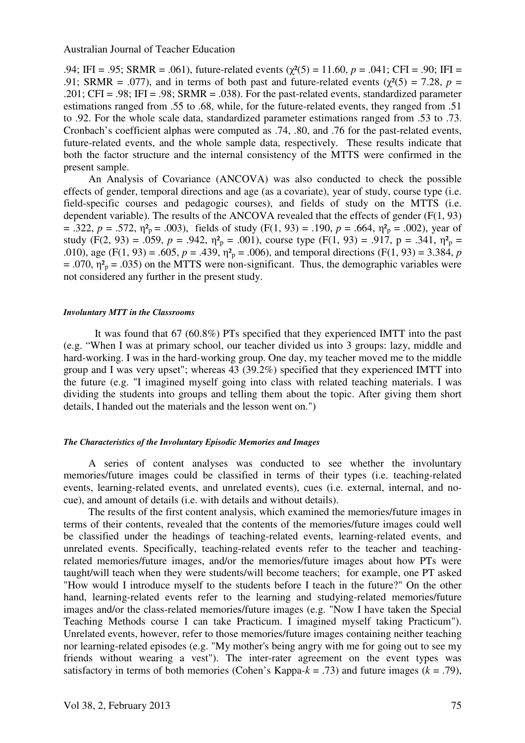.94; IFI = .95; SRMR = .061), future-related events ($\chi^2(5) = 11.60$, $p = .041$; CFI = .90; IFI = .91; SRMR = .077), and in terms of both past and future-related events ($\chi^2(5) = 7.28$, $p = .201$; CFI = .98; IFI = .98; SRMR = .038). For the past-related events, standardized parameter estimations ranged from .55 to .68, while, for the future-related events, they ranged from .51 to .92. For the whole scale data, standardized parameter estimations ranged from .53 to .73. Cronbach's coefficient alphas were computed as .74, .80, and .76 for the past-related events, future-related events, and the whole sample data, respectively. These results indicate that both the factor structure and the internal consistency of the MTTS were confirmed in the present sample.

An Analysis of Covariance (ANCOVA) was also conducted to check the possible effects of gender, temporal directions and age (as a covariate), year of study, course type (i.e. field-specific courses and pedagogic courses), and fields of study on the MTTS (i.e. dependent variable). The results of the ANCOVA revealed that the effects of gender ($F(1, 93) = .322$, $p = .572$, $\eta^2_p = .003$), fields of study ($F(1, 93) = .190$, $p = .664$, $\eta^2_p = .002$), year of study ($F(2, 93) = .059$, $p = .942$, $\eta^2_p = .001$), course type ($F(1, 93) = .917$, $p = .341$, $\eta^2_p = .010$), age ($F(1, 93) = .605$, $p = .439$, $\eta^2_p = .006$), and temporal directions ($F(1, 93) = 3.384$, $p = .070$, $\eta^2_p = .035$) on the MTTS were non-significant. Thus, the demographic variables were not considered any further in the present study.

#### *Involuntary MTT in the Classrooms*

It was found that 67 (60.8%) PTs specified that they experienced IMTT into the past (e.g. "When I was at primary school, our teacher divided us into 3 groups: lazy, middle and hard-working. I was in the hard-working group. One day, my teacher moved me to the middle group and I was very upset"; whereas 43 (39.2%) specified that they experienced IMTT into the future (e.g. "I imagined myself going into class with related teaching materials. I was dividing the students into groups and telling them about the topic. After giving them short details, I handed out the materials and the lesson went on.")

#### *The Characteristics of the Involuntary Episodic Memories and Images*

A series of content analyses was conducted to see whether the involuntary memories/future images could be classified in terms of their types (i.e. teaching-related events, learning-related events, and unrelated events), cues (i.e. external, internal, and no-cue), and amount of details (i.e. with details and without details).

The results of the first content analysis, which examined the memories/future images in terms of their contents, revealed that the contents of the memories/future images could well be classified under the headings of teaching-related events, learning-related events, and unrelated events. Specifically, teaching-related events refer to the teacher and teaching-related memories/future images, and/or the memories/future images about how PTs were taught/will teach when they were students/will become teachers; for example, one PT asked "How would I introduce myself to the students before I teach in the future?" On the other hand, learning-related events refer to the learning and studying-related memories/future images and/or the class-related memories/future images (e.g. "Now I have taken the Special Teaching Methods course I can take Practicum. I imagined myself taking Practicum"). Unrelated events, however, refer to those memories/future images containing neither teaching nor learning-related episodes (e.g. "My mother's being angry with me for going out to see my friends without wearing a vest"). The inter-rater agreement on the event types was satisfactory in terms of both memories (Cohen's Kappa-$k = .73$) and future images ($k = .79$),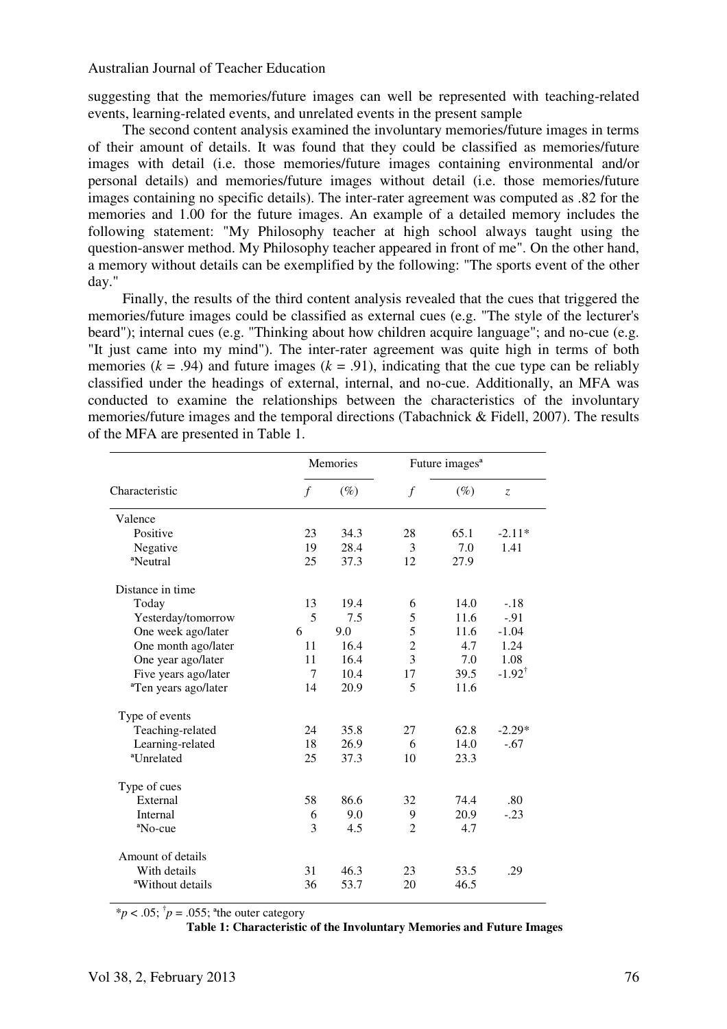suggesting that the memories/future images can well be represented with teaching-related events, learning-related events, and unrelated events in the present sample

The second content analysis examined the involuntary memories/future images in terms of their amount of details. It was found that they could be classified as memories/future images with detail (i.e. those memories/future images containing environmental and/or personal details) and memories/future images without detail (i.e. those memories/future images containing no specific details). The inter-rater agreement was computed as .82 for the memories and 1.00 for the future images. An example of a detailed memory includes the following statement: "My Philosophy teacher at high school always taught using the question-answer method. My Philosophy teacher appeared in front of me". On the other hand, a memory without details can be exemplified by the following: "The sports event of the other day."

Finally, the results of the third content analysis revealed that the cues that triggered the memories/future images could be classified as external cues (e.g. "The style of the lecturer's beard"); internal cues (e.g. "Thinking about how children acquire language"; and no-cue (e.g. "It just came into my mind"). The inter-rater agreement was quite high in terms of both memories ($k$ = .94) and future images ($k$ = .91), indicating that the cue type can be reliably classified under the headings of external, internal, and no-cue. Additionally, an MFA was conducted to examine the relationships between the characteristics of the involuntary memories/future images and the temporal directions (Tabachnick & Fidell, 2007). The results of the MFA are presented in Table 1.

| | Memories | | Future images[a] | | |
|---|---|---|---|---|---|
| Characteristic | $f$ | (%) | $f$ | (%) | $z$ |
| Valence | | | | | |
| Positive | 23 | 34.3 | 28 | 65.1 | -2.11* |
| Negative | 19 | 28.4 | 3 | 7.0 | 1.41 |
| [a]Neutral | 25 | 37.3 | 12 | 27.9 | |
| Distance in time | | | | | |
| Today | 13 | 19.4 | 6 | 14.0 | -.18 |
| Yesterday/tomorrow | 5 | 7.5 | 5 | 11.6 | -.91 |
| One week ago/later | 6 | 9.0 | 5 | 11.6 | -1.04 |
| One month ago/later | 11 | 16.4 | 2 | 4.7 | 1.24 |
| One year ago/later | 11 | 16.4 | 3 | 7.0 | 1.08 |
| Five years ago/later | 7 | 10.4 | 17 | 39.5 | -1.92[†] |
| [a]Ten years ago/later | 14 | 20.9 | 5 | 11.6 | |
| Type of events | | | | | |
| Teaching-related | 24 | 35.8 | 27 | 62.8 | -2.29* |
| Learning-related | 18 | 26.9 | 6 | 14.0 | -.67 |
| [a]Unrelated | 25 | 37.3 | 10 | 23.3 | |
| Type of cues | | | | | |
| External | 58 | 86.6 | 32 | 74.4 | .80 |
| Internal | 6 | 9.0 | 9 | 20.9 | -.23 |
| [a]No-cue | 3 | 4.5 | 2 | 4.7 | |
| Amount of details | | | | | |
| With details | 31 | 46.3 | 23 | 53.5 | .29 |
| [a]Without details | 36 | 53.7 | 20 | 46.5 | |

*$p$ < .05; [†]$p$ = .055; [a]the outer category

**Table 1: Characteristic of the Involuntary Memories and Future Images**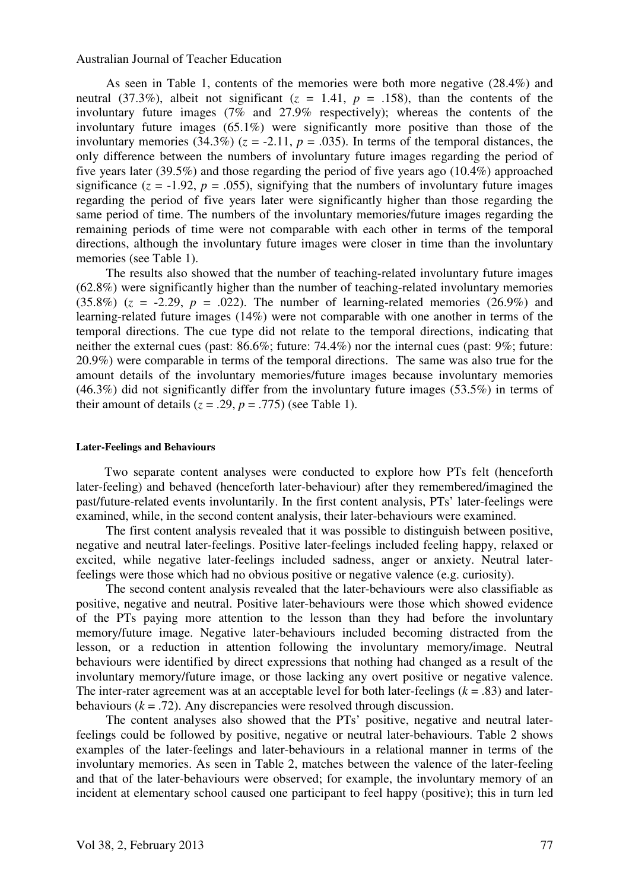As seen in Table 1, contents of the memories were both more negative (28.4%) and neutral (37.3%), albeit not significant ($z$ = 1.41, $p$ = .158), than the contents of the involuntary future images (7% and 27.9% respectively); whereas the contents of the involuntary future images (65.1%) were significantly more positive than those of the involuntary memories (34.3%) ($z$ = -2.11, $p$ = .035). In terms of the temporal distances, the only difference between the numbers of involuntary future images regarding the period of five years later (39.5%) and those regarding the period of five years ago (10.4%) approached significance ($z$ = -1.92, $p$ = .055), signifying that the numbers of involuntary future images regarding the period of five years later were significantly higher than those regarding the same period of time. The numbers of the involuntary memories/future images regarding the remaining periods of time were not comparable with each other in terms of the temporal directions, although the involuntary future images were closer in time than the involuntary memories (see Table 1).

The results also showed that the number of teaching-related involuntary future images (62.8%) were significantly higher than the number of teaching-related involuntary memories (35.8%) ($z$ = -2.29, $p$ = .022). The number of learning-related memories (26.9%) and learning-related future images (14%) were not comparable with one another in terms of the temporal directions. The cue type did not relate to the temporal directions, indicating that neither the external cues (past: 86.6%; future: 74.4%) nor the internal cues (past: 9%; future: 20.9%) were comparable in terms of the temporal directions. The same was also true for the amount details of the involuntary memories/future images because involuntary memories (46.3%) did not significantly differ from the involuntary future images (53.5%) in terms of their amount of details ($z$ = .29, $p$ = .775) (see Table 1).

#### Later-Feelings and Behaviours

Two separate content analyses were conducted to explore how PTs felt (henceforth later-feeling) and behaved (henceforth later-behaviour) after they remembered/imagined the past/future-related events involuntarily. In the first content analysis, PTs' later-feelings were examined, while, in the second content analysis, their later-behaviours were examined.

The first content analysis revealed that it was possible to distinguish between positive, negative and neutral later-feelings. Positive later-feelings included feeling happy, relaxed or excited, while negative later-feelings included sadness, anger or anxiety. Neutral later-feelings were those which had no obvious positive or negative valence (e.g. curiosity).

The second content analysis revealed that the later-behaviours were also classifiable as positive, negative and neutral. Positive later-behaviours were those which showed evidence of the PTs paying more attention to the lesson than they had before the involuntary memory/future image. Negative later-behaviours included becoming distracted from the lesson, or a reduction in attention following the involuntary memory/image. Neutral behaviours were identified by direct expressions that nothing had changed as a result of the involuntary memory/future image, or those lacking any overt positive or negative valence. The inter-rater agreement was at an acceptable level for both later-feelings ($k$ = .83) and later-behaviours ($k$ = .72). Any discrepancies were resolved through discussion.

The content analyses also showed that the PTs' positive, negative and neutral later-feelings could be followed by positive, negative or neutral later-behaviours. Table 2 shows examples of the later-feelings and later-behaviours in a relational manner in terms of the involuntary memories. As seen in Table 2, matches between the valence of the later-feeling and that of the later-behaviours were observed; for example, the involuntary memory of an incident at elementary school caused one participant to feel happy (positive); this in turn led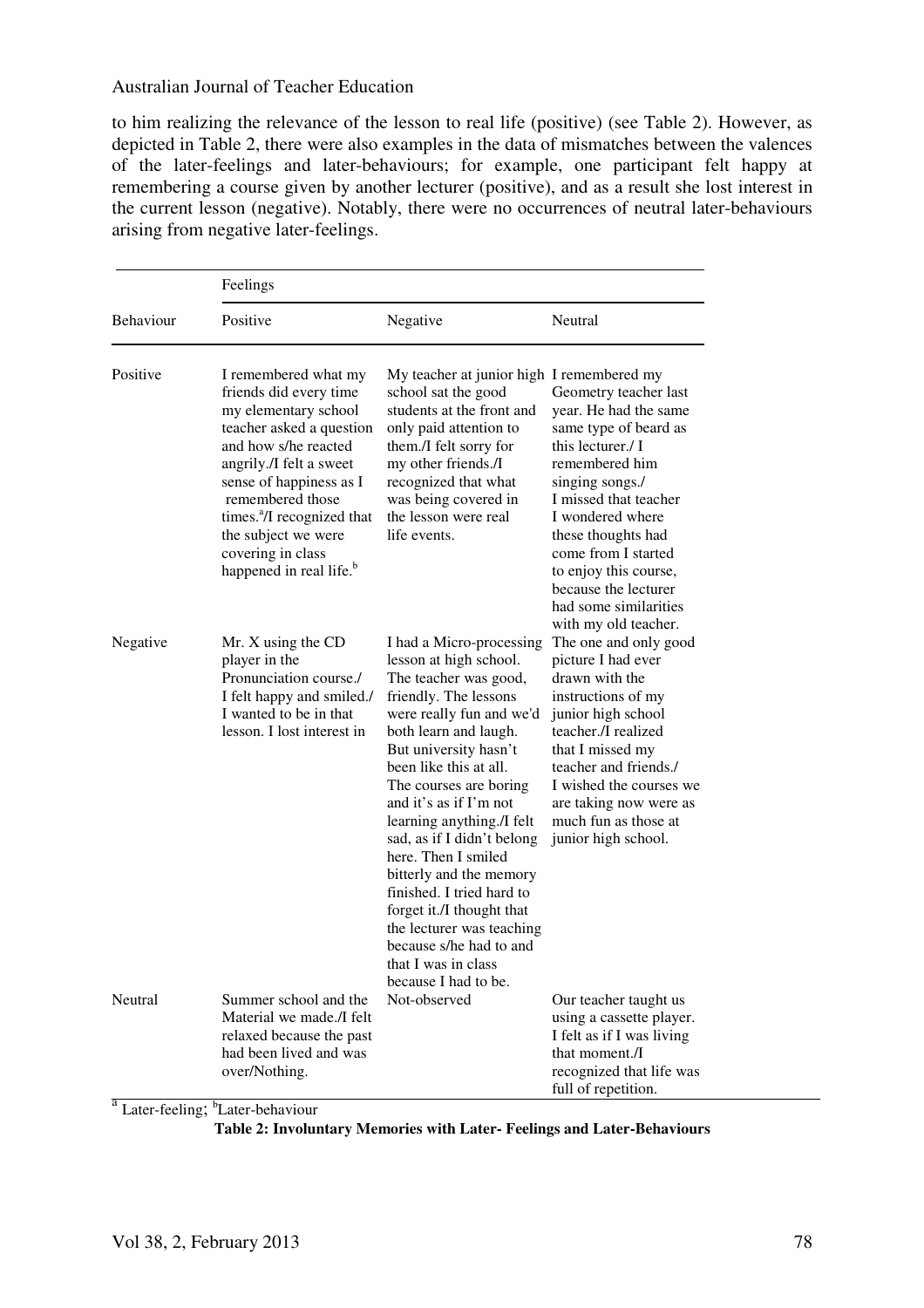to him realizing the relevance of the lesson to real life (positive) (see Table 2). However, as depicted in Table 2, there were also examples in the data of mismatches between the valences of the later-feelings and later-behaviours; for example, one participant felt happy at remembering a course given by another lecturer (positive), and as a result she lost interest in the current lesson (negative). Notably, there were no occurrences of neutral later-behaviours arising from negative later-feelings.

| | Feelings | | |
|---|---|---|---|
| Behaviour | Positive | Negative | Neutral |
| Positive | I remembered what my friends did every time my elementary school teacher asked a question and how s/he reacted angrily./I felt a sweet sense of happiness as I remembered those times.[a]/I recognized that the subject we were covering in class happened in real life.[b] | My teacher at junior high school sat the good students at the front and only paid attention to them./I felt sorry for my other friends./I recognized that what was being covered in the lesson were real life events. | I remembered my Geometry teacher last year. He had the same same type of beard as this lecturer./ I remembered him singing songs./ I missed that teacher I wondered where these thoughts had come from I started to enjoy this course, because the lecturer had some similarities with my old teacher. |
| Negative | Mr. X using the CD player in the Pronunciation course./ I felt happy and smiled./ I wanted to be in that lesson. I lost interest in | I had a Micro-processing lesson at high school. The teacher was good, friendly. The lessons were really fun and we'd both learn and laugh. But university hasn't been like this at all. The courses are boring and it's as if I'm not learning anything./I felt sad, as if I didn't belong here. Then I smiled bitterly and the memory finished. I tried hard to forget it./I thought that the lecturer was teaching because s/he had to and that I was in class because I had to be. | The one and only good picture I had ever drawn with the instructions of my junior high school teacher./I realized that I missed my teacher and friends./ I wished the courses we are taking now were as much fun as those at junior high school. |
| Neutral | Summer school and the Material we made./I felt relaxed because the past had been lived and was over/Nothing. | Not-observed | Our teacher taught us using a cassette player. I felt as if I was living that moment./I recognized that life was full of repetition. |

[a] Later-feeling; [b] Later-behaviour

**Table 2: Involuntary Memories with Later- Feelings and Later-Behaviours**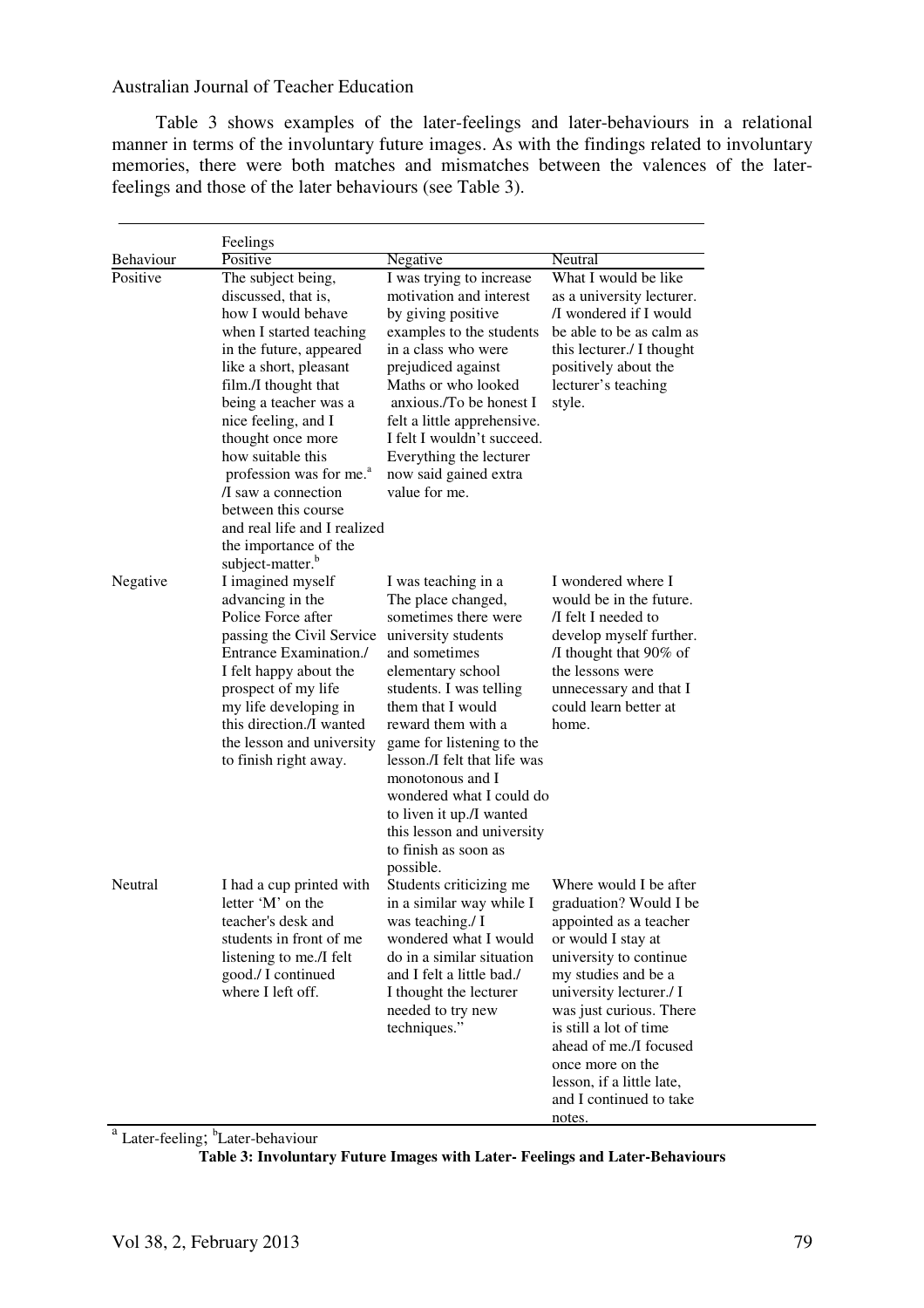Table 3 shows examples of the later-feelings and later-behaviours in a relational manner in terms of the involuntary future images. As with the findings related to involuntary memories, there were both matches and mismatches between the valences of the later-feelings and those of the later behaviours (see Table 3).

| | Feelings | | |
|---|---|---|---|
| Behaviour | Positive | Negative | Neutral |
| Positive | The subject being, discussed, that is, how I would behave when I started teaching in the future, appeared like a short, pleasant film./I thought that being a teacher was a nice feeling, and I thought once more how suitable this profession was for me.[a] /I saw a connection between this course and real life and I realized the importance of the subject-matter.[b] | I was trying to increase motivation and interest by giving positive examples to the students in a class who were prejudiced against Maths or who looked anxious./To be honest I felt a little apprehensive. I felt I wouldn't succeed. Everything the lecturer now said gained extra value for me. | What I would be like as a university lecturer. /I wondered if I would be able to be as calm as this lecturer./ I thought positively about the lecturer's teaching style. |
| Negative | I imagined myself advancing in the Police Force after passing the Civil Service Entrance Examination./ I felt happy about the prospect of my life my life developing in this direction./I wanted the lesson and university to finish right away. | I was teaching in a The place changed, sometimes there were university students and sometimes elementary school students. I was telling them that I would reward them with a game for listening to the lesson./I felt that life was monotonous and I wondered what I could do to liven it up./I wanted this lesson and university to finish as soon as possible. | I wondered where I would be in the future. /I felt I needed to develop myself further. /I thought that 90% of the lessons were unnecessary and that I could learn better at home. |
| Neutral | I had a cup printed with letter 'M' on the teacher's desk and students in front of me listening to me./I felt good./ I continued where I left off. | Students criticizing me in a similar way while I was teaching./ I wondered what I would do in a similar situation and I felt a little bad./ I thought the lecturer needed to try new techniques." | Where would I be after graduation? Would I be appointed as a teacher or would I stay at university to continue my studies and be a university lecturer./ I was just curious. There is still a lot of time ahead of me./I focused once more on the lesson, if a little late, and I continued to take notes. |

[a] Later-feeling; [b]Later-behaviour

**Table 3: Involuntary Future Images with Later- Feelings and Later-Behaviours**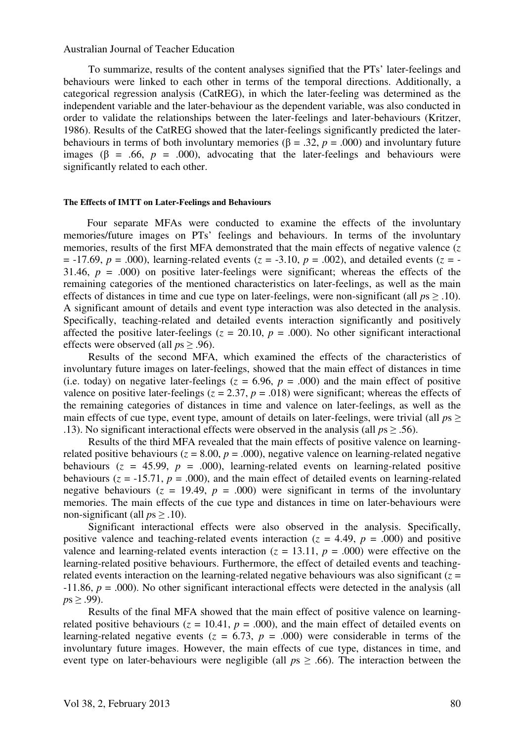To summarize, results of the content analyses signified that the PTs' later-feelings and behaviours were linked to each other in terms of the temporal directions. Additionally, a categorical regression analysis (CatREG), in which the later-feeling was determined as the independent variable and the later-behaviour as the dependent variable, was also conducted in order to validate the relationships between the later-feelings and later-behaviours (Kritzer, 1986). Results of the CatREG showed that the later-feelings significantly predicted the later-behaviours in terms of both involuntary memories ($\beta = .32$, $p = .000$) and involuntary future images ($\beta = .66$, $p = .000$), advocating that the later-feelings and behaviours were significantly related to each other.

#### The Effects of IMTT on Later-Feelings and Behaviours

Four separate MFAs were conducted to examine the effects of the involuntary memories/future images on PTs' feelings and behaviours. In terms of the involuntary memories, results of the first MFA demonstrated that the main effects of negative valence ($z = -17.69$, $p = .000$), learning-related events ($z = -3.10$, $p = .002$), and detailed events ($z = -31.46$, $p = .000$) on positive later-feelings were significant; whereas the effects of the remaining categories of the mentioned characteristics on later-feelings, as well as the main effects of distances in time and cue type on later-feelings, were non-significant (all $p\text{s} \geq .10$). A significant amount of details and event type interaction was also detected in the analysis. Specifically, teaching-related and detailed events interaction significantly and positively affected the positive later-feelings ($z = 20.10$, $p = .000$). No other significant interactional effects were observed (all $p\text{s} \geq .96$).

Results of the second MFA, which examined the effects of the characteristics of involuntary future images on later-feelings, showed that the main effect of distances in time (i.e. today) on negative later-feelings ($z = 6.96$, $p = .000$) and the main effect of positive valence on positive later-feelings ($z = 2.37$, $p = .018$) were significant; whereas the effects of the remaining categories of distances in time and valence on later-feelings, as well as the main effects of cue type, event type, amount of details on later-feelings, were trivial (all $p\text{s} \geq .13$). No significant interactional effects were observed in the analysis (all $p\text{s} \geq .56$).

Results of the third MFA revealed that the main effects of positive valence on learning-related positive behaviours ($z = 8.00$, $p = .000$), negative valence on learning-related negative behaviours ($z = 45.99$, $p = .000$), learning-related events on learning-related positive behaviours ($z = -15.71$, $p = .000$), and the main effect of detailed events on learning-related negative behaviours ($z = 19.49$, $p = .000$) were significant in terms of the involuntary memories. The main effects of the cue type and distances in time on later-behaviours were non-significant (all $p\text{s} \geq .10$).

Significant interactional effects were also observed in the analysis. Specifically, positive valence and teaching-related events interaction ($z = 4.49$, $p = .000$) and positive valence and learning-related events interaction ($z = 13.11$, $p = .000$) were effective on the learning-related positive behaviours. Furthermore, the effect of detailed events and teaching-related events interaction on the learning-related negative behaviours was also significant ($z = -11.86$, $p = .000$). No other significant interactional effects were detected in the analysis (all $p\text{s} \geq .99$).

Results of the final MFA showed that the main effect of positive valence on learning-related positive behaviours ($z = 10.41$, $p = .000$), and the main effect of detailed events on learning-related negative events ($z = 6.73$, $p = .000$) were considerable in terms of the involuntary future images. However, the main effects of cue type, distances in time, and event type on later-behaviours were negligible (all $p\text{s} \geq .66$). The interaction between the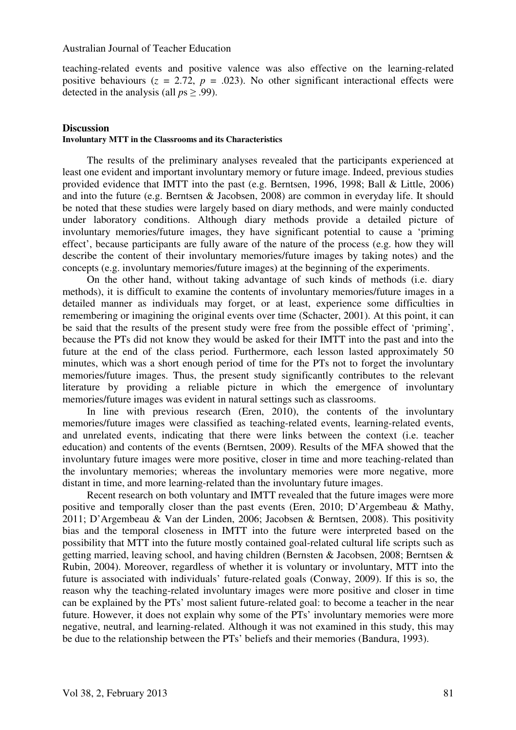teaching-related events and positive valence was also effective on the learning-related positive behaviours ($z = 2.72$, $p = .023$). No other significant interactional effects were detected in the analysis (all $p\text{s} \geq .99$).

## Discussion

### Involuntary MTT in the Classrooms and its Characteristics

The results of the preliminary analyses revealed that the participants experienced at least one evident and important involuntary memory or future image. Indeed, previous studies provided evidence that IMTT into the past (e.g. Berntsen, 1996, 1998; Ball & Little, 2006) and into the future (e.g. Berntsen & Jacobsen, 2008) are common in everyday life. It should be noted that these studies were largely based on diary methods, and were mainly conducted under laboratory conditions. Although diary methods provide a detailed picture of involuntary memories/future images, they have significant potential to cause a 'priming effect', because participants are fully aware of the nature of the process (e.g. how they will describe the content of their involuntary memories/future images by taking notes) and the concepts (e.g. involuntary memories/future images) at the beginning of the experiments.

On the other hand, without taking advantage of such kinds of methods (i.e. diary methods), it is difficult to examine the contents of involuntary memories/future images in a detailed manner as individuals may forget, or at least, experience some difficulties in remembering or imagining the original events over time (Schacter, 2001). At this point, it can be said that the results of the present study were free from the possible effect of 'priming', because the PTs did not know they would be asked for their IMTT into the past and into the future at the end of the class period. Furthermore, each lesson lasted approximately 50 minutes, which was a short enough period of time for the PTs not to forget the involuntary memories/future images. Thus, the present study significantly contributes to the relevant literature by providing a reliable picture in which the emergence of involuntary memories/future images was evident in natural settings such as classrooms.

In line with previous research (Eren, 2010), the contents of the involuntary memories/future images were classified as teaching-related events, learning-related events, and unrelated events, indicating that there were links between the context (i.e. teacher education) and contents of the events (Berntsen, 2009). Results of the MFA showed that the involuntary future images were more positive, closer in time and more teaching-related than the involuntary memories; whereas the involuntary memories were more negative, more distant in time, and more learning-related than the involuntary future images.

Recent research on both voluntary and IMTT revealed that the future images were more positive and temporally closer than the past events (Eren, 2010; D'Argembeau & Mathy, 2011; D'Argembeau & Van der Linden, 2006; Jacobsen & Berntsen, 2008). This positivity bias and the temporal closeness in IMTT into the future were interpreted based on the possibility that MTT into the future mostly contained goal-related cultural life scripts such as getting married, leaving school, and having children (Bernsten & Jacobsen, 2008; Berntsen & Rubin, 2004). Moreover, regardless of whether it is voluntary or involuntary, MTT into the future is associated with individuals' future-related goals (Conway, 2009). If this is so, the reason why the teaching-related involuntary images were more positive and closer in time can be explained by the PTs' most salient future-related goal: to become a teacher in the near future. However, it does not explain why some of the PTs' involuntary memories were more negative, neutral, and learning-related. Although it was not examined in this study, this may be due to the relationship between the PTs' beliefs and their memories (Bandura, 1993).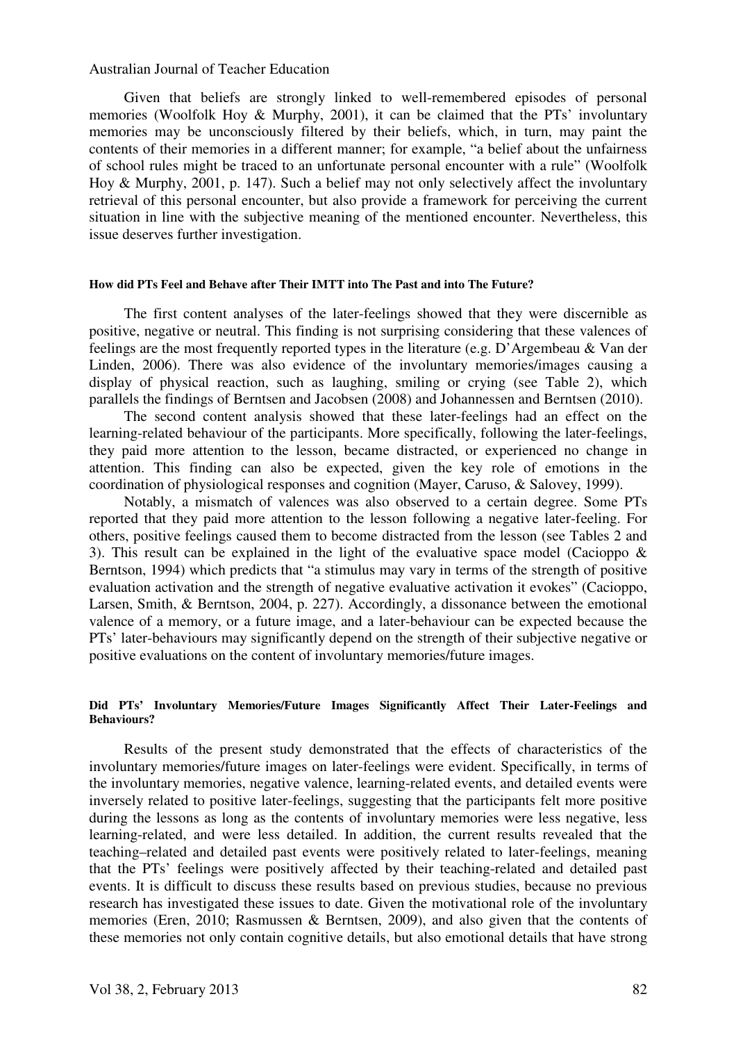Given that beliefs are strongly linked to well-remembered episodes of personal memories (Woolfolk Hoy & Murphy, 2001), it can be claimed that the PTs' involuntary memories may be unconsciously filtered by their beliefs, which, in turn, may paint the contents of their memories in a different manner; for example, "a belief about the unfairness of school rules might be traced to an unfortunate personal encounter with a rule" (Woolfolk Hoy & Murphy, 2001, p. 147). Such a belief may not only selectively affect the involuntary retrieval of this personal encounter, but also provide a framework for perceiving the current situation in line with the subjective meaning of the mentioned encounter. Nevertheless, this issue deserves further investigation.

#### How did PTs Feel and Behave after Their IMTT into The Past and into The Future?

The first content analyses of the later-feelings showed that they were discernible as positive, negative or neutral. This finding is not surprising considering that these valences of feelings are the most frequently reported types in the literature (e.g. D'Argembeau & Van der Linden, 2006). There was also evidence of the involuntary memories/images causing a display of physical reaction, such as laughing, smiling or crying (see Table 2), which parallels the findings of Berntsen and Jacobsen (2008) and Johannessen and Berntsen (2010).

The second content analysis showed that these later-feelings had an effect on the learning-related behaviour of the participants. More specifically, following the later-feelings, they paid more attention to the lesson, became distracted, or experienced no change in attention. This finding can also be expected, given the key role of emotions in the coordination of physiological responses and cognition (Mayer, Caruso, & Salovey, 1999).

Notably, a mismatch of valences was also observed to a certain degree. Some PTs reported that they paid more attention to the lesson following a negative later-feeling. For others, positive feelings caused them to become distracted from the lesson (see Tables 2 and 3). This result can be explained in the light of the evaluative space model (Cacioppo & Berntson, 1994) which predicts that "a stimulus may vary in terms of the strength of positive evaluation activation and the strength of negative evaluative activation it evokes" (Cacioppo, Larsen, Smith, & Berntson, 2004, p. 227). Accordingly, a dissonance between the emotional valence of a memory, or a future image, and a later-behaviour can be expected because the PTs' later-behaviours may significantly depend on the strength of their subjective negative or positive evaluations on the content of involuntary memories/future images.

#### Did PTs' Involuntary Memories/Future Images Significantly Affect Their Later-Feelings and Behaviours?

Results of the present study demonstrated that the effects of characteristics of the involuntary memories/future images on later-feelings were evident. Specifically, in terms of the involuntary memories, negative valence, learning-related events, and detailed events were inversely related to positive later-feelings, suggesting that the participants felt more positive during the lessons as long as the contents of involuntary memories were less negative, less learning-related, and were less detailed. In addition, the current results revealed that the teaching–related and detailed past events were positively related to later-feelings, meaning that the PTs' feelings were positively affected by their teaching-related and detailed past events. It is difficult to discuss these results based on previous studies, because no previous research has investigated these issues to date. Given the motivational role of the involuntary memories (Eren, 2010; Rasmussen & Berntsen, 2009), and also given that the contents of these memories not only contain cognitive details, but also emotional details that have strong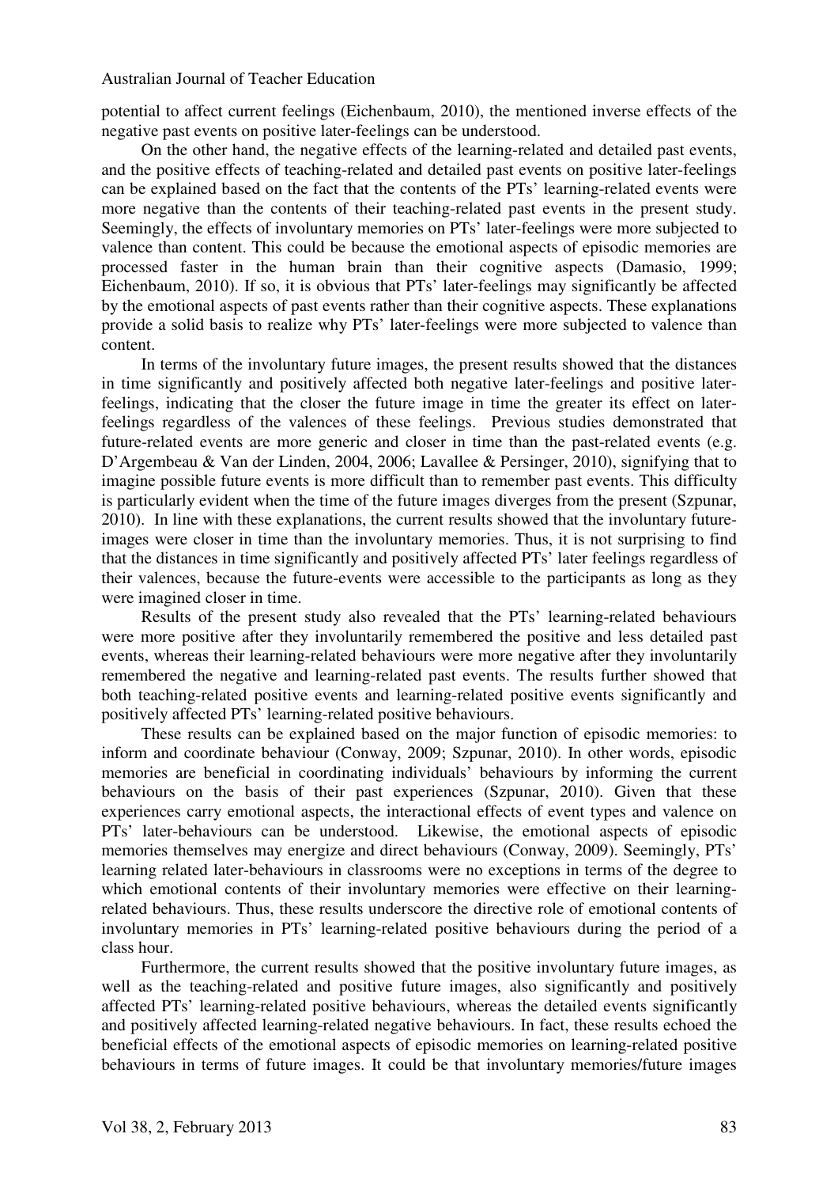potential to affect current feelings (Eichenbaum, 2010), the mentioned inverse effects of the negative past events on positive later-feelings can be understood.

On the other hand, the negative effects of the learning-related and detailed past events, and the positive effects of teaching-related and detailed past events on positive later-feelings can be explained based on the fact that the contents of the PTs' learning-related events were more negative than the contents of their teaching-related past events in the present study. Seemingly, the effects of involuntary memories on PTs' later-feelings were more subjected to valence than content. This could be because the emotional aspects of episodic memories are processed faster in the human brain than their cognitive aspects (Damasio, 1999; Eichenbaum, 2010). If so, it is obvious that PTs' later-feelings may significantly be affected by the emotional aspects of past events rather than their cognitive aspects. These explanations provide a solid basis to realize why PTs' later-feelings were more subjected to valence than content.

In terms of the involuntary future images, the present results showed that the distances in time significantly and positively affected both negative later-feelings and positive later-feelings, indicating that the closer the future image in time the greater its effect on later-feelings regardless of the valences of these feelings. Previous studies demonstrated that future-related events are more generic and closer in time than the past-related events (e.g. D'Argembeau & Van der Linden, 2004, 2006; Lavallee & Persinger, 2010), signifying that to imagine possible future events is more difficult than to remember past events. This difficulty is particularly evident when the time of the future images diverges from the present (Szpunar, 2010). In line with these explanations, the current results showed that the involuntary future-images were closer in time than the involuntary memories. Thus, it is not surprising to find that the distances in time significantly and positively affected PTs' later feelings regardless of their valences, because the future-events were accessible to the participants as long as they were imagined closer in time.

Results of the present study also revealed that the PTs' learning-related behaviours were more positive after they involuntarily remembered the positive and less detailed past events, whereas their learning-related behaviours were more negative after they involuntarily remembered the negative and learning-related past events. The results further showed that both teaching-related positive events and learning-related positive events significantly and positively affected PTs' learning-related positive behaviours.

These results can be explained based on the major function of episodic memories: to inform and coordinate behaviour (Conway, 2009; Szpunar, 2010). In other words, episodic memories are beneficial in coordinating individuals' behaviours by informing the current behaviours on the basis of their past experiences (Szpunar, 2010). Given that these experiences carry emotional aspects, the interactional effects of event types and valence on PTs' later-behaviours can be understood. Likewise, the emotional aspects of episodic memories themselves may energize and direct behaviours (Conway, 2009). Seemingly, PTs' learning related later-behaviours in classrooms were no exceptions in terms of the degree to which emotional contents of their involuntary memories were effective on their learning-related behaviours. Thus, these results underscore the directive role of emotional contents of involuntary memories in PTs' learning-related positive behaviours during the period of a class hour.

Furthermore, the current results showed that the positive involuntary future images, as well as the teaching-related and positive future images, also significantly and positively affected PTs' learning-related positive behaviours, whereas the detailed events significantly and positively affected learning-related negative behaviours. In fact, these results echoed the beneficial effects of the emotional aspects of episodic memories on learning-related positive behaviours in terms of future images. It could be that involuntary memories/future images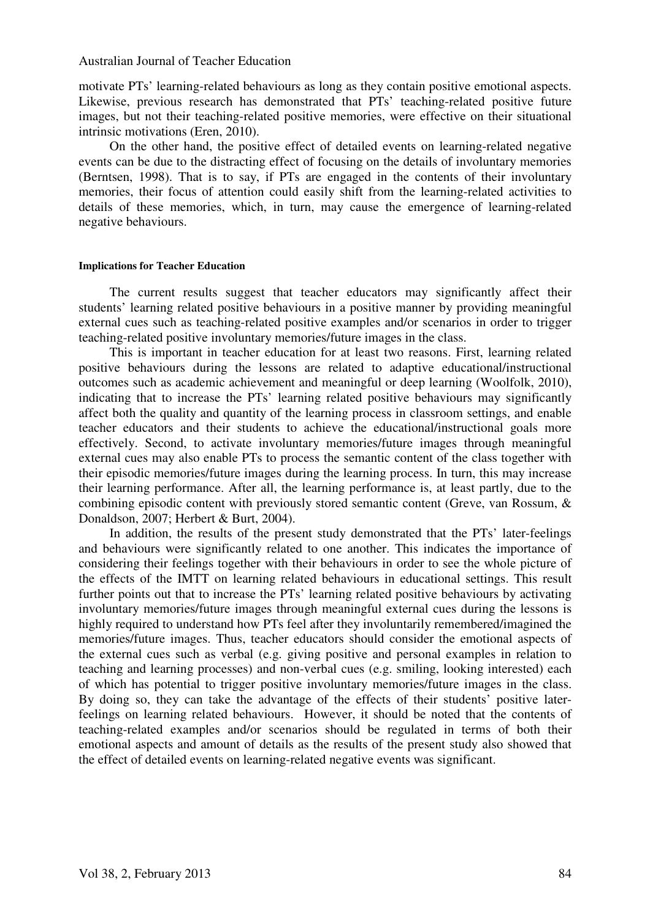motivate PTs' learning-related behaviours as long as they contain positive emotional aspects. Likewise, previous research has demonstrated that PTs' teaching-related positive future images, but not their teaching-related positive memories, were effective on their situational intrinsic motivations (Eren, 2010).

On the other hand, the positive effect of detailed events on learning-related negative events can be due to the distracting effect of focusing on the details of involuntary memories (Berntsen, 1998). That is to say, if PTs are engaged in the contents of their involuntary memories, their focus of attention could easily shift from the learning-related activities to details of these memories, which, in turn, may cause the emergence of learning-related negative behaviours.

#### Implications for Teacher Education

The current results suggest that teacher educators may significantly affect their students' learning related positive behaviours in a positive manner by providing meaningful external cues such as teaching-related positive examples and/or scenarios in order to trigger teaching-related positive involuntary memories/future images in the class.

This is important in teacher education for at least two reasons. First, learning related positive behaviours during the lessons are related to adaptive educational/instructional outcomes such as academic achievement and meaningful or deep learning (Woolfolk, 2010), indicating that to increase the PTs' learning related positive behaviours may significantly affect both the quality and quantity of the learning process in classroom settings, and enable teacher educators and their students to achieve the educational/instructional goals more effectively. Second, to activate involuntary memories/future images through meaningful external cues may also enable PTs to process the semantic content of the class together with their episodic memories/future images during the learning process. In turn, this may increase their learning performance. After all, the learning performance is, at least partly, due to the combining episodic content with previously stored semantic content (Greve, van Rossum, & Donaldson, 2007; Herbert & Burt, 2004).

In addition, the results of the present study demonstrated that the PTs' later-feelings and behaviours were significantly related to one another. This indicates the importance of considering their feelings together with their behaviours in order to see the whole picture of the effects of the IMTT on learning related behaviours in educational settings. This result further points out that to increase the PTs' learning related positive behaviours by activating involuntary memories/future images through meaningful external cues during the lessons is highly required to understand how PTs feel after they involuntarily remembered/imagined the memories/future images. Thus, teacher educators should consider the emotional aspects of the external cues such as verbal (e.g. giving positive and personal examples in relation to teaching and learning processes) and non-verbal cues (e.g. smiling, looking interested) each of which has potential to trigger positive involuntary memories/future images in the class. By doing so, they can take the advantage of the effects of their students' positive later-feelings on learning related behaviours. However, it should be noted that the contents of teaching-related examples and/or scenarios should be regulated in terms of both their emotional aspects and amount of details as the results of the present study also showed that the effect of detailed events on learning-related negative events was significant.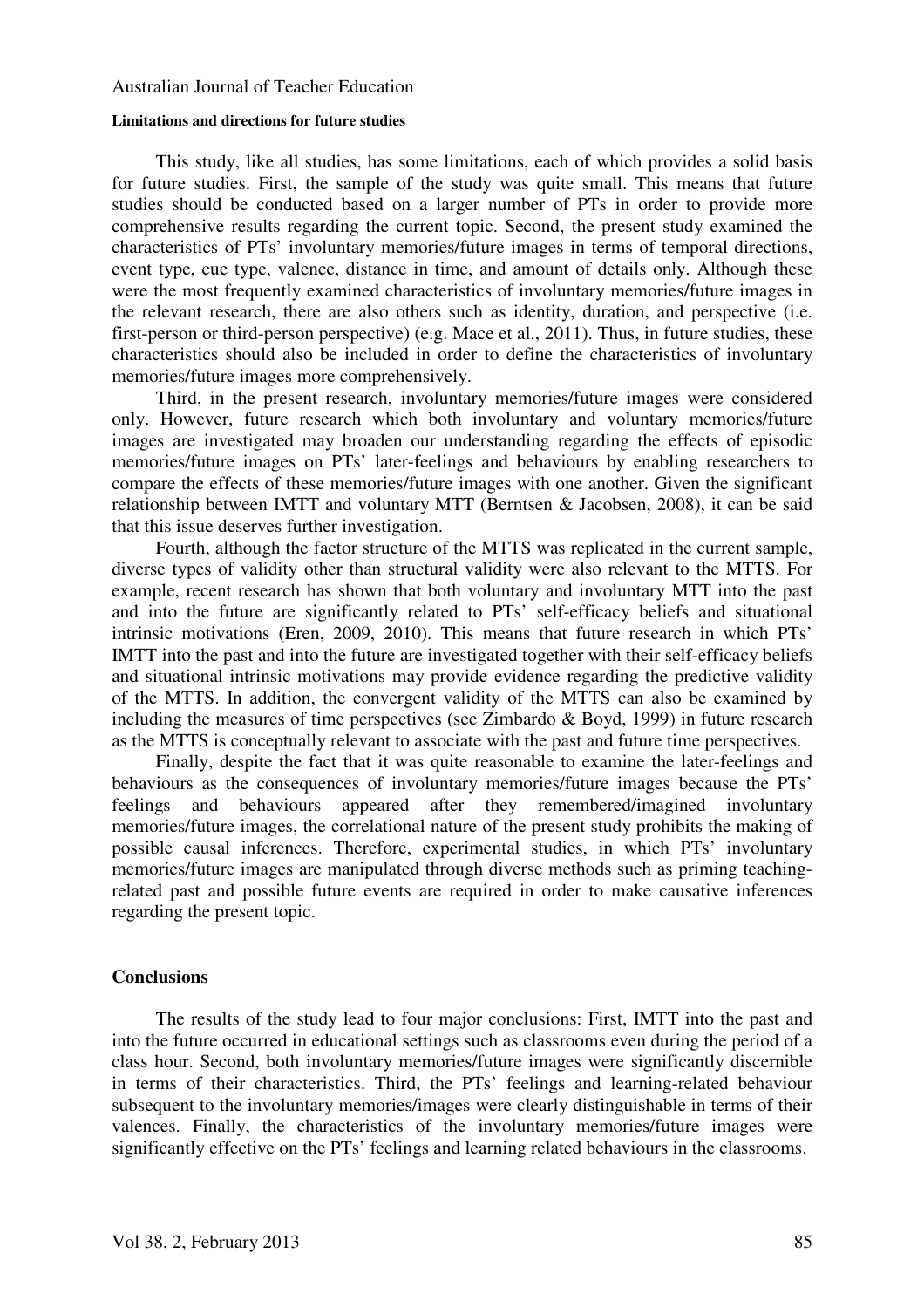#### Limitations and directions for future studies

This study, like all studies, has some limitations, each of which provides a solid basis for future studies. First, the sample of the study was quite small. This means that future studies should be conducted based on a larger number of PTs in order to provide more comprehensive results regarding the current topic. Second, the present study examined the characteristics of PTs' involuntary memories/future images in terms of temporal directions, event type, cue type, valence, distance in time, and amount of details only. Although these were the most frequently examined characteristics of involuntary memories/future images in the relevant research, there are also others such as identity, duration, and perspective (i.e. first-person or third-person perspective) (e.g. Mace et al., 2011). Thus, in future studies, these characteristics should also be included in order to define the characteristics of involuntary memories/future images more comprehensively.

Third, in the present research, involuntary memories/future images were considered only. However, future research which both involuntary and voluntary memories/future images are investigated may broaden our understanding regarding the effects of episodic memories/future images on PTs' later-feelings and behaviours by enabling researchers to compare the effects of these memories/future images with one another. Given the significant relationship between IMTT and voluntary MTT (Berntsen & Jacobsen, 2008), it can be said that this issue deserves further investigation.

Fourth, although the factor structure of the MTTS was replicated in the current sample, diverse types of validity other than structural validity were also relevant to the MTTS. For example, recent research has shown that both voluntary and involuntary MTT into the past and into the future are significantly related to PTs' self-efficacy beliefs and situational intrinsic motivations (Eren, 2009, 2010). This means that future research in which PTs' IMTT into the past and into the future are investigated together with their self-efficacy beliefs and situational intrinsic motivations may provide evidence regarding the predictive validity of the MTTS. In addition, the convergent validity of the MTTS can also be examined by including the measures of time perspectives (see Zimbardo & Boyd, 1999) in future research as the MTTS is conceptually relevant to associate with the past and future time perspectives.

Finally, despite the fact that it was quite reasonable to examine the later-feelings and behaviours as the consequences of involuntary memories/future images because the PTs' feelings and behaviours appeared after they remembered/imagined involuntary memories/future images, the correlational nature of the present study prohibits the making of possible causal inferences. Therefore, experimental studies, in which PTs' involuntary memories/future images are manipulated through diverse methods such as priming teaching-related past and possible future events are required in order to make causative inferences regarding the present topic.

### Conclusions

The results of the study lead to four major conclusions: First, IMTT into the past and into the future occurred in educational settings such as classrooms even during the period of a class hour. Second, both involuntary memories/future images were significantly discernible in terms of their characteristics. Third, the PTs' feelings and learning-related behaviour subsequent to the involuntary memories/images were clearly distinguishable in terms of their valences. Finally, the characteristics of the involuntary memories/future images were significantly effective on the PTs' feelings and learning related behaviours in the classrooms.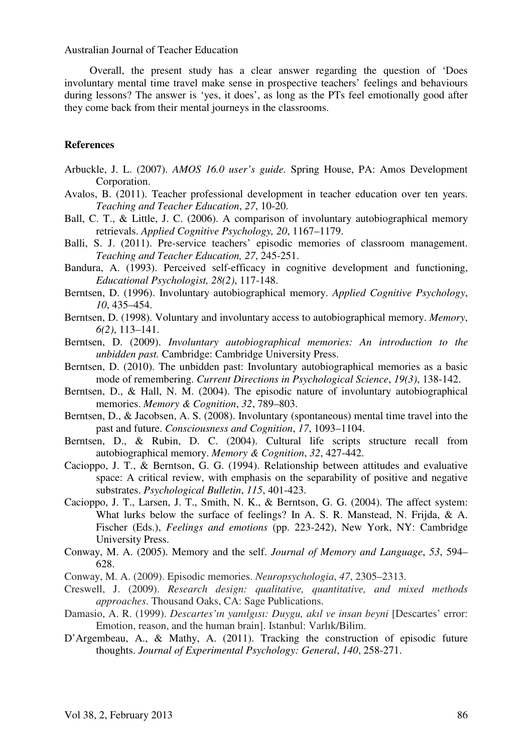Overall, the present study has a clear answer regarding the question of 'Does involuntary mental time travel make sense in prospective teachers' feelings and behaviours during lessons? The answer is 'yes, it does', as long as the PTs feel emotionally good after they come back from their mental journeys in the classrooms.

## References

Arbuckle, J. L. (2007). *AMOS 16.0 user's guide.* Spring House, PA: Amos Development Corporation.

Avalos, B. (2011). Teacher professional development in teacher education over ten years. *Teaching and Teacher Education*, *27*, 10-20.

Ball, C. T., & Little, J. C. (2006). A comparison of involuntary autobiographical memory retrievals. *Applied Cognitive Psychology, 20*, 1167–1179.

Balli, S. J. (2011). Pre-service teachers' episodic memories of classroom management. *Teaching and Teacher Education, 27*, 245-251.

Bandura, A. (1993). Perceived self-efficacy in cognitive development and functioning, *Educational Psychologist, 28(2)*, 117-148.

Berntsen, D. (1996). Involuntary autobiographical memory. *Applied Cognitive Psychology*, *10*, 435–454.

Berntsen, D. (1998). Voluntary and involuntary access to autobiographical memory. *Memory*, *6(2)*, 113–141.

Berntsen, D. (2009). *Involuntary autobiographical memories: An introduction to the unbidden past.* Cambridge: Cambridge University Press.

Berntsen, D. (2010). The unbidden past: Involuntary autobiographical memories as a basic mode of remembering. *Current Directions in Psychological Science*, *19(3)*, 138-142.

Berntsen, D., & Hall, N. M. (2004). The episodic nature of involuntary autobiographical memories. *Memory & Cognition*, *32*, 789–803.

Berntsen, D., & Jacobsen, A. S. (2008). Involuntary (spontaneous) mental time travel into the past and future. *Consciousness and Cognition*, *17*, 1093–1104.

Berntsen, D., & Rubin, D. C. (2004). Cultural life scripts structure recall from autobiographical memory. *Memory & Cognition*, *32*, 427-442.

Cacioppo, J. T., & Berntson, G. G. (1994). Relationship between attitudes and evaluative space: A critical review, with emphasis on the separability of positive and negative substrates. *Psychological Bulletin*, *115*, 401-423.

Cacioppo, J. T., Larsen, J. T., Smith, N. K., & Berntson, G. G. (2004). The affect system: What lurks below the surface of feelings? In A. S. R. Manstead, N. Frijda, & A. Fischer (Eds.), *Feelings and emotions* (pp. 223-242), New York, NY: Cambridge University Press.

Conway, M. A. (2005). Memory and the self. *Journal of Memory and Language*, *53*, 594–628.

Conway, M. A. (2009). Episodic memories. *Neuropsychologia*, *47*, 2305–2313.

Creswell, J. (2009). *Research design: qualitative, quantitative, and mixed methods approaches*. Thousand Oaks, CA: Sage Publications.

Damasio, A. R. (1999). *Descartes'ın yanılgısı: Duygu, akıl ve insan beyni* [Descartes' error: Emotion, reason, and the human brain]. Istanbul: Varlık/Bilim.

D'Argembeau, A., & Mathy, A. (2011). Tracking the construction of episodic future thoughts. *Journal of Experimental Psychology: General*, *140*, 258-271.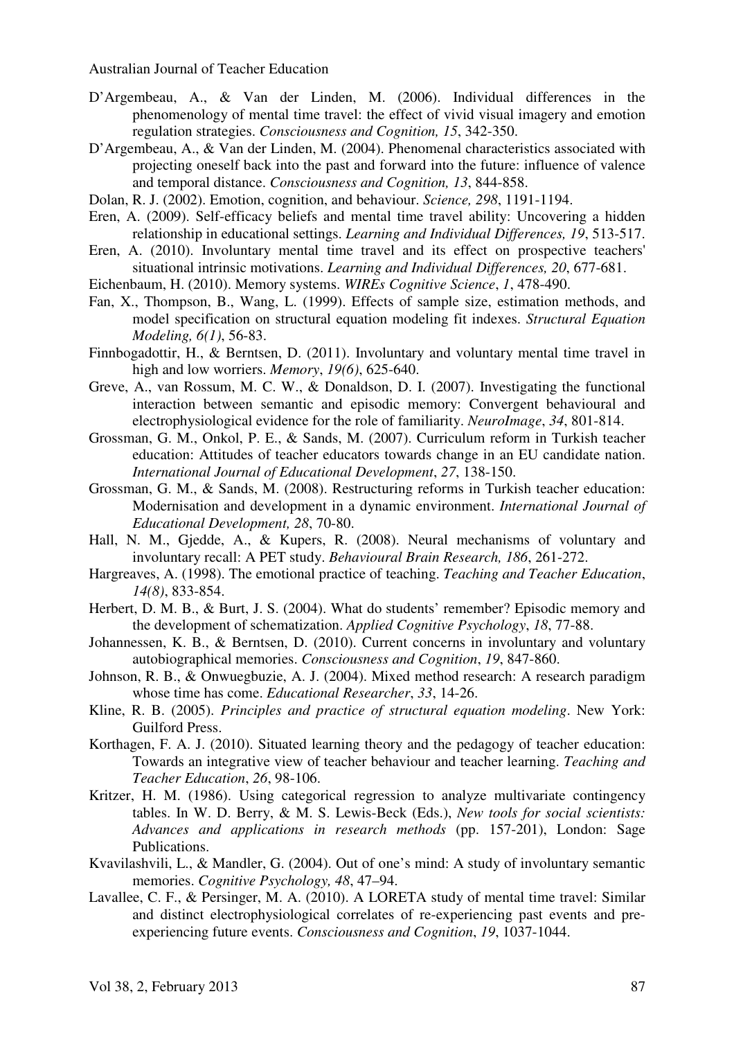D'Argembeau, A., & Van der Linden, M. (2006). Individual differences in the phenomenology of mental time travel: the effect of vivid visual imagery and emotion regulation strategies. *Consciousness and Cognition, 15*, 342-350.

D'Argembeau, A., & Van der Linden, M. (2004). Phenomenal characteristics associated with projecting oneself back into the past and forward into the future: influence of valence and temporal distance. *Consciousness and Cognition, 13*, 844-858.

Dolan, R. J. (2002). Emotion, cognition, and behaviour. *Science, 298*, 1191-1194.

Eren, A. (2009). Self-efficacy beliefs and mental time travel ability: Uncovering a hidden relationship in educational settings. *Learning and Individual Differences, 19*, 513-517.

Eren, A. (2010). Involuntary mental time travel and its effect on prospective teachers' situational intrinsic motivations. *Learning and Individual Differences, 20*, 677-681.

Eichenbaum, H. (2010). Memory systems. *WIREs Cognitive Science*, *1*, 478-490.

Fan, X., Thompson, B., Wang, L. (1999). Effects of sample size, estimation methods, and model specification on structural equation modeling fit indexes. *Structural Equation Modeling, 6(1)*, 56-83.

Finnbogadottir, H., & Berntsen, D. (2011). Involuntary and voluntary mental time travel in high and low worriers. *Memory*, *19(6)*, 625-640.

Greve, A., van Rossum, M. C. W., & Donaldson, D. I. (2007). Investigating the functional interaction between semantic and episodic memory: Convergent behavioural and electrophysiological evidence for the role of familiarity. *NeuroImage*, *34*, 801-814.

Grossman, G. M., Onkol, P. E., & Sands, M. (2007). Curriculum reform in Turkish teacher education: Attitudes of teacher educators towards change in an EU candidate nation. *International Journal of Educational Development*, *27*, 138-150.

Grossman, G. M., & Sands, M. (2008). Restructuring reforms in Turkish teacher education: Modernisation and development in a dynamic environment. *International Journal of Educational Development, 28*, 70-80.

Hall, N. M., Gjedde, A., & Kupers, R. (2008). Neural mechanisms of voluntary and involuntary recall: A PET study. *Behavioural Brain Research, 186*, 261-272.

Hargreaves, A. (1998). The emotional practice of teaching. *Teaching and Teacher Education*, *14(8)*, 833-854.

Herbert, D. M. B., & Burt, J. S. (2004). What do students' remember? Episodic memory and the development of schematization. *Applied Cognitive Psychology*, *18*, 77-88.

Johannessen, K. B., & Berntsen, D. (2010). Current concerns in involuntary and voluntary autobiographical memories. *Consciousness and Cognition*, *19*, 847-860.

Johnson, R. B., & Onwuegbuzie, A. J. (2004). Mixed method research: A research paradigm whose time has come. *Educational Researcher*, *33*, 14-26.

Kline, R. B. (2005). *Principles and practice of structural equation modeling*. New York: Guilford Press.

Korthagen, F. A. J. (2010). Situated learning theory and the pedagogy of teacher education: Towards an integrative view of teacher behaviour and teacher learning. *Teaching and Teacher Education*, *26*, 98-106.

Kritzer, H. M. (1986). Using categorical regression to analyze multivariate contingency tables. In W. D. Berry, & M. S. Lewis-Beck (Eds.), *New tools for social scientists: Advances and applications in research methods* (pp. 157-201), London: Sage Publications.

Kvavilashvili, L., & Mandler, G. (2004). Out of one's mind: A study of involuntary semantic memories. *Cognitive Psychology, 48*, 47–94.

Lavallee, C. F., & Persinger, M. A. (2010). A LORETA study of mental time travel: Similar and distinct electrophysiological correlates of re-experiencing past events and pre-experiencing future events. *Consciousness and Cognition*, *19*, 1037-1044.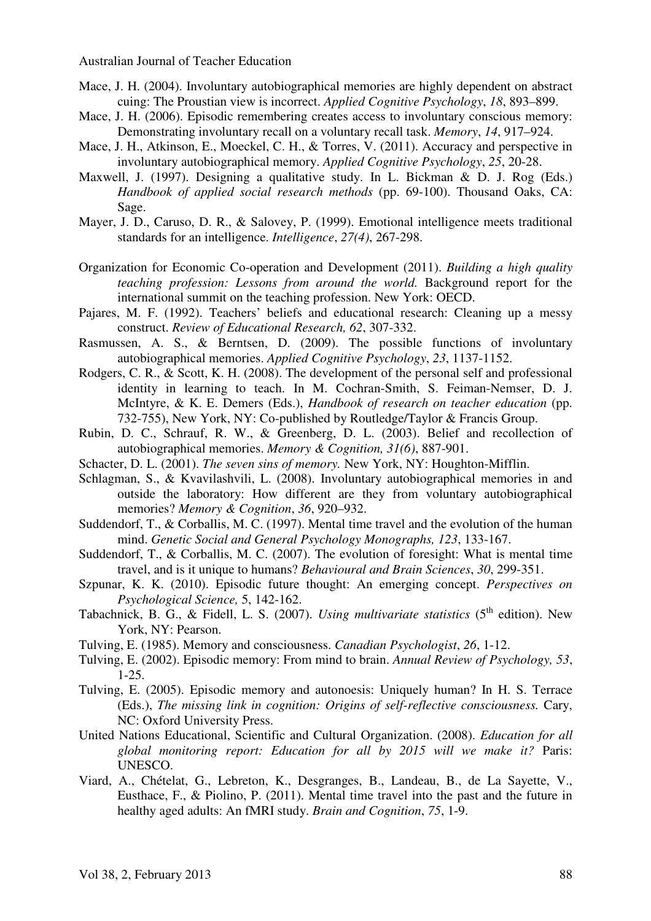Mace, J. H. (2004). Involuntary autobiographical memories are highly dependent on abstract cuing: The Proustian view is incorrect. *Applied Cognitive Psychology*, *18*, 893–899.

Mace, J. H. (2006). Episodic remembering creates access to involuntary conscious memory: Demonstrating involuntary recall on a voluntary recall task. *Memory*, *14*, 917–924.

Mace, J. H., Atkinson, E., Moeckel, C. H., & Torres, V. (2011). Accuracy and perspective in involuntary autobiographical memory. *Applied Cognitive Psychology*, *25*, 20-28.

Maxwell, J. (1997). Designing a qualitative study. In L. Bickman & D. J. Rog (Eds.) *Handbook of applied social research methods* (pp. 69-100). Thousand Oaks, CA: Sage.

Mayer, J. D., Caruso, D. R., & Salovey, P. (1999). Emotional intelligence meets traditional standards for an intelligence. *Intelligence*, *27(4)*, 267-298.

Organization for Economic Co-operation and Development (2011). *Building a high quality teaching profession: Lessons from around the world.* Background report for the international summit on the teaching profession. New York: OECD.

Pajares, M. F. (1992). Teachers' beliefs and educational research: Cleaning up a messy construct. *Review of Educational Research, 62*, 307-332.

Rasmussen, A. S., & Berntsen, D. (2009). The possible functions of involuntary autobiographical memories. *Applied Cognitive Psychology*, *23*, 1137-1152.

Rodgers, C. R., & Scott, K. H. (2008). The development of the personal self and professional identity in learning to teach. In M. Cochran-Smith, S. Feiman-Nemser, D. J. McIntyre, & K. E. Demers (Eds.), *Handbook of research on teacher education* (pp. 732-755), New York, NY: Co-published by Routledge/Taylor & Francis Group.

Rubin, D. C., Schrauf, R. W., & Greenberg, D. L. (2003). Belief and recollection of autobiographical memories. *Memory & Cognition, 31(6)*, 887-901.

Schacter, D. L. (2001). *The seven sins of memory.* New York, NY: Houghton-Mifflin.

Schlagman, S., & Kvavilashvili, L. (2008). Involuntary autobiographical memories in and outside the laboratory: How different are they from voluntary autobiographical memories? *Memory & Cognition*, *36*, 920–932.

Suddendorf, T., & Corballis, M. C. (1997). Mental time travel and the evolution of the human mind. *Genetic Social and General Psychology Monographs, 123*, 133-167.

Suddendorf, T., & Corballis, M. C. (2007). The evolution of foresight: What is mental time travel, and is it unique to humans? *Behavioural and Brain Sciences*, *30*, 299-351.

Szpunar, K. K. (2010). Episodic future thought: An emerging concept. *Perspectives on Psychological Science,* 5, 142-162.

Tabachnick, B. G., & Fidell, L. S. (2007). *Using multivariate statistics* (5th edition). New York, NY: Pearson.

Tulving, E. (1985). Memory and consciousness. *Canadian Psychologist*, *26*, 1-12.

Tulving, E. (2002). Episodic memory: From mind to brain. *Annual Review of Psychology, 53*, 1-25.

Tulving, E. (2005). Episodic memory and autonoesis: Uniquely human? In H. S. Terrace (Eds.), *The missing link in cognition: Origins of self-reflective consciousness.* Cary, NC: Oxford University Press.

United Nations Educational, Scientific and Cultural Organization. (2008). *Education for all global monitoring report: Education for all by 2015 will we make it?* Paris: UNESCO.

Viard, A., Chételat, G., Lebreton, K., Desgranges, B., Landeau, B., de La Sayette, V., Eusthace, F., & Piolino, P. (2011). Mental time travel into the past and the future in healthy aged adults: An fMRI study. *Brain and Cognition*, *75*, 1-9.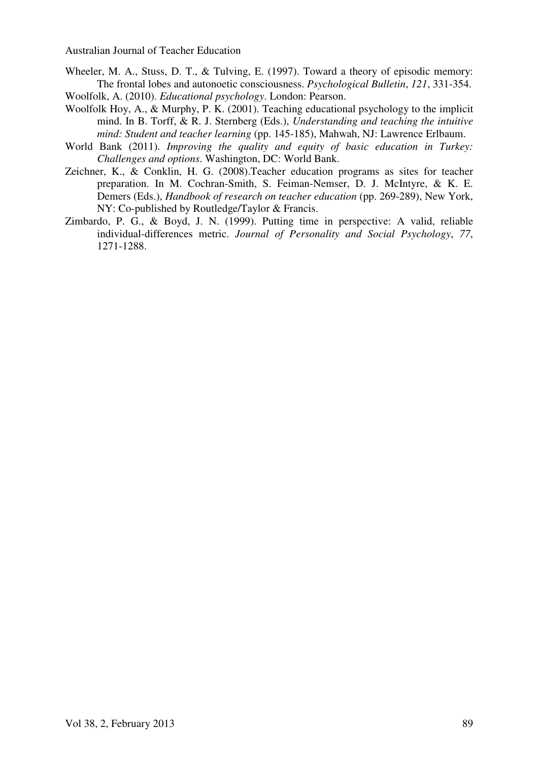Wheeler, M. A., Stuss, D. T., & Tulving, E. (1997). Toward a theory of episodic memory: The frontal lobes and autonoetic consciousness. *Psychological Bulletin*, *121*, 331-354.

Woolfolk, A. (2010). *Educational psychology*. London: Pearson.

Woolfolk Hoy, A., & Murphy, P. K. (2001). Teaching educational psychology to the implicit mind. In B. Torff, & R. J. Sternberg (Eds.), *Understanding and teaching the intuitive mind: Student and teacher learning* (pp. 145-185), Mahwah, NJ: Lawrence Erlbaum.

World Bank (2011). *Improving the quality and equity of basic education in Turkey: Challenges and options*. Washington, DC: World Bank.

Zeichner, K., & Conklin, H. G. (2008).Teacher education programs as sites for teacher preparation. In M. Cochran-Smith, S. Feiman-Nemser, D. J. McIntyre, & K. E. Demers (Eds.), *Handbook of research on teacher education* (pp. 269-289), New York, NY: Co-published by Routledge/Taylor & Francis.

Zimbardo, P. G., & Boyd, J. N. (1999). Putting time in perspective: A valid, reliable individual-differences metric. *Journal of Personality and Social Psychology*, *77*, 1271-1288.